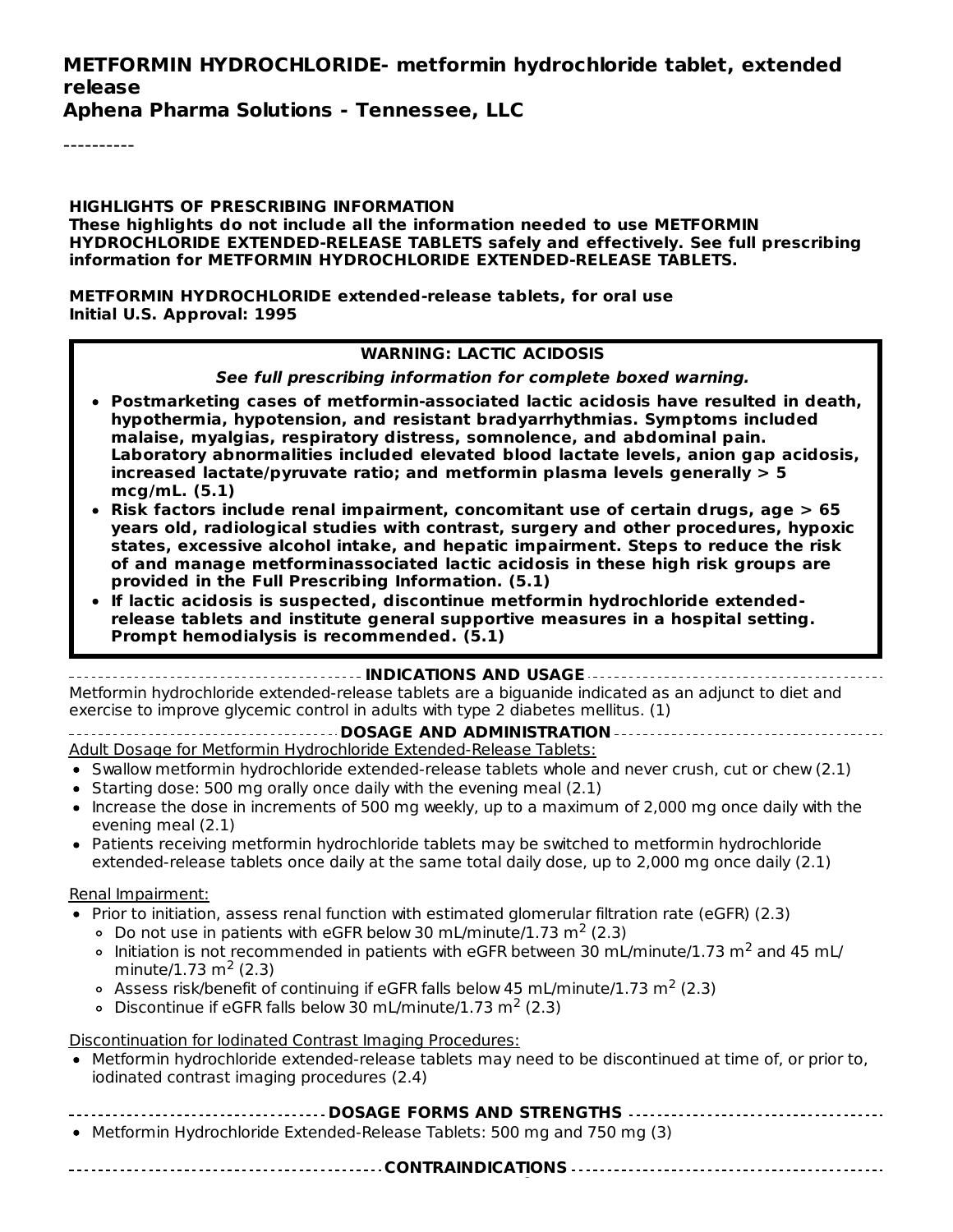# METFORMIN HYDROCHLORIDE- metformin hydrochloride tablet, extended release

**Aphena Pharma Solutions - Tennessee, LLC**

----------

**HIGHLIGHTS OF PRESCRIBING INFORMATION**

**These highlights do not include all the information needed to use METFORMIN HYDROCHLORIDE EXTENDED-RELEASE TABLETS safely and effectively. See full prescribing information for METFORMIN HYDROCHLORIDE EXTENDED-RELEASE TABLETS.**

**METFORMIN HYDROCHLORIDE extended-release tablets, for oral use**
**Initial U.S. Approval: 1995**

**WARNING: LACTIC ACIDOSIS**

***See full prescribing information for complete boxed warning.***

- **Postmarketing cases of metformin-associated lactic acidosis have resulted in death, hypothermia, hypotension, and resistant bradyarrhythmias. Symptoms included malaise, myalgias, respiratory distress, somnolence, and abdominal pain. Laboratory abnormalities included elevated blood lactate levels, anion gap acidosis, increased lactate/pyruvate ratio; and metformin plasma levels generally > 5 mcg/mL. (5.1)**
- **Risk factors include renal impairment, concomitant use of certain drugs, age > 65 years old, radiological studies with contrast, surgery and other procedures, hypoxic states, excessive alcohol intake, and hepatic impairment. Steps to reduce the risk of and manage metforminassociated lactic acidosis in these high risk groups are provided in the Full Prescribing Information. (5.1)**
- **If lactic acidosis is suspected, discontinue metformin hydrochloride extended-release tablets and institute general supportive measures in a hospital setting. Prompt hemodialysis is recommended. (5.1)**

**INDICATIONS AND USAGE**

Metformin hydrochloride extended-release tablets are a biguanide indicated as an adjunct to diet and exercise to improve glycemic control in adults with type 2 diabetes mellitus. (1)

**DOSAGE AND ADMINISTRATION**

Adult Dosage for Metformin Hydrochloride Extended-Release Tablets:

- Swallow metformin hydrochloride extended-release tablets whole and never crush, cut or chew (2.1)
- Starting dose: 500 mg orally once daily with the evening meal (2.1)
- Increase the dose in increments of 500 mg weekly, up to a maximum of 2,000 mg once daily with the evening meal (2.1)
- Patients receiving metformin hydrochloride tablets may be switched to metformin hydrochloride extended-release tablets once daily at the same total daily dose, up to 2,000 mg once daily (2.1)

Renal Impairment:

- Prior to initiation, assess renal function with estimated glomerular filtration rate (eGFR) (2.3)
  - Do not use in patients with eGFR below 30 mL/minute/1.73 $m^2$ (2.3)
  - Initiation is not recommended in patients with eGFR between 30 mL/minute/1.73 $m^2$ and 45 mL/minute/1.73 $m^2$ (2.3)
  - Assess risk/benefit of continuing if eGFR falls below 45 mL/minute/1.73 $m^2$ (2.3)
  - Discontinue if eGFR falls below 30 mL/minute/1.73 $m^2$ (2.3)

Discontinuation for Iodinated Contrast Imaging Procedures:

- Metformin hydrochloride extended-release tablets may need to be discontinued at time of, or prior to, iodinated contrast imaging procedures (2.4)

**DOSAGE FORMS AND STRENGTHS**

- Metformin Hydrochloride Extended-Release Tablets: 500 mg and 750 mg (3)

**CONTRAINDICATIONS**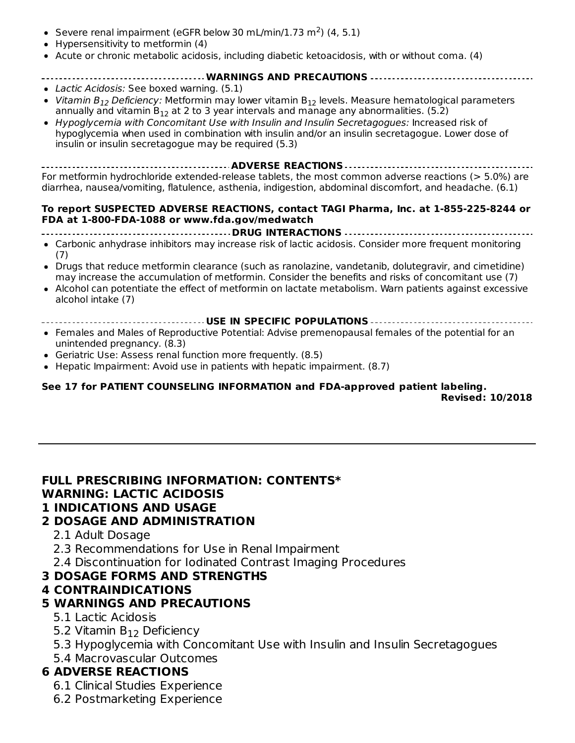- Severe renal impairment (eGFR below 30 mL/min/1.73 $m^2$) (4, 5.1)
- Hypersensitivity to metformin (4)
- Acute or chronic metabolic acidosis, including diabetic ketoacidosis, with or without coma. (4)

## WARNINGS AND PRECAUTIONS

- *Lactic Acidosis:* See boxed warning. (5.1)
- *Vitamin $B_{12}$ Deficiency:* Metformin may lower vitamin $B_{12}$ levels. Measure hematological parameters annually and vitamin $B_{12}$ at 2 to 3 year intervals and manage any abnormalities. (5.2)
- *Hypoglycemia with Concomitant Use with Insulin and Insulin Secretagogues:* Increased risk of hypoglycemia when used in combination with insulin and/or an insulin secretagogue. Lower dose of insulin or insulin secretagogue may be required (5.3)

## ADVERSE REACTIONS

For metformin hydrochloride extended-release tablets, the most common adverse reactions (> 5.0%) are diarrhea, nausea/vomiting, flatulence, asthenia, indigestion, abdominal discomfort, and headache. (6.1)

**To report SUSPECTED ADVERSE REACTIONS, contact TAGI Pharma, Inc. at 1-855-225-8244 or FDA at 1-800-FDA-1088 or www.fda.gov/medwatch**

## DRUG INTERACTIONS

- Carbonic anhydrase inhibitors may increase risk of lactic acidosis. Consider more frequent monitoring (7)
- Drugs that reduce metformin clearance (such as ranolazine, vandetanib, dolutegravir, and cimetidine) may increase the accumulation of metformin. Consider the benefits and risks of concomitant use (7)
- Alcohol can potentiate the effect of metformin on lactate metabolism. Warn patients against excessive alcohol intake (7)

## USE IN SPECIFIC POPULATIONS

- Females and Males of Reproductive Potential: Advise premenopausal females of the potential for an unintended pregnancy. (8.3)
- Geriatric Use: Assess renal function more frequently. (8.5)
- Hepatic Impairment: Avoid use in patients with hepatic impairment. (8.7)

**See 17 for PATIENT COUNSELING INFORMATION and FDA-approved patient labeling.**

**Revised: 10/2018**

---

## FULL PRESCRIBING INFORMATION: CONTENTS*

**WARNING: LACTIC ACIDOSIS**

**1 INDICATIONS AND USAGE**

**2 DOSAGE AND ADMINISTRATION**

- 2.1 Adult Dosage
- 2.3 Recommendations for Use in Renal Impairment
- 2.4 Discontinuation for Iodinated Contrast Imaging Procedures

**3 DOSAGE FORMS AND STRENGTHS**

**4 CONTRAINDICATIONS**

**5 WARNINGS AND PRECAUTIONS**

- 5.1 Lactic Acidosis
- 5.2 Vitamin $B_{12}$ Deficiency
- 5.3 Hypoglycemia with Concomitant Use with Insulin and Insulin Secretagogues
- 5.4 Macrovascular Outcomes

**6 ADVERSE REACTIONS**

- 6.1 Clinical Studies Experience
- 6.2 Postmarketing Experience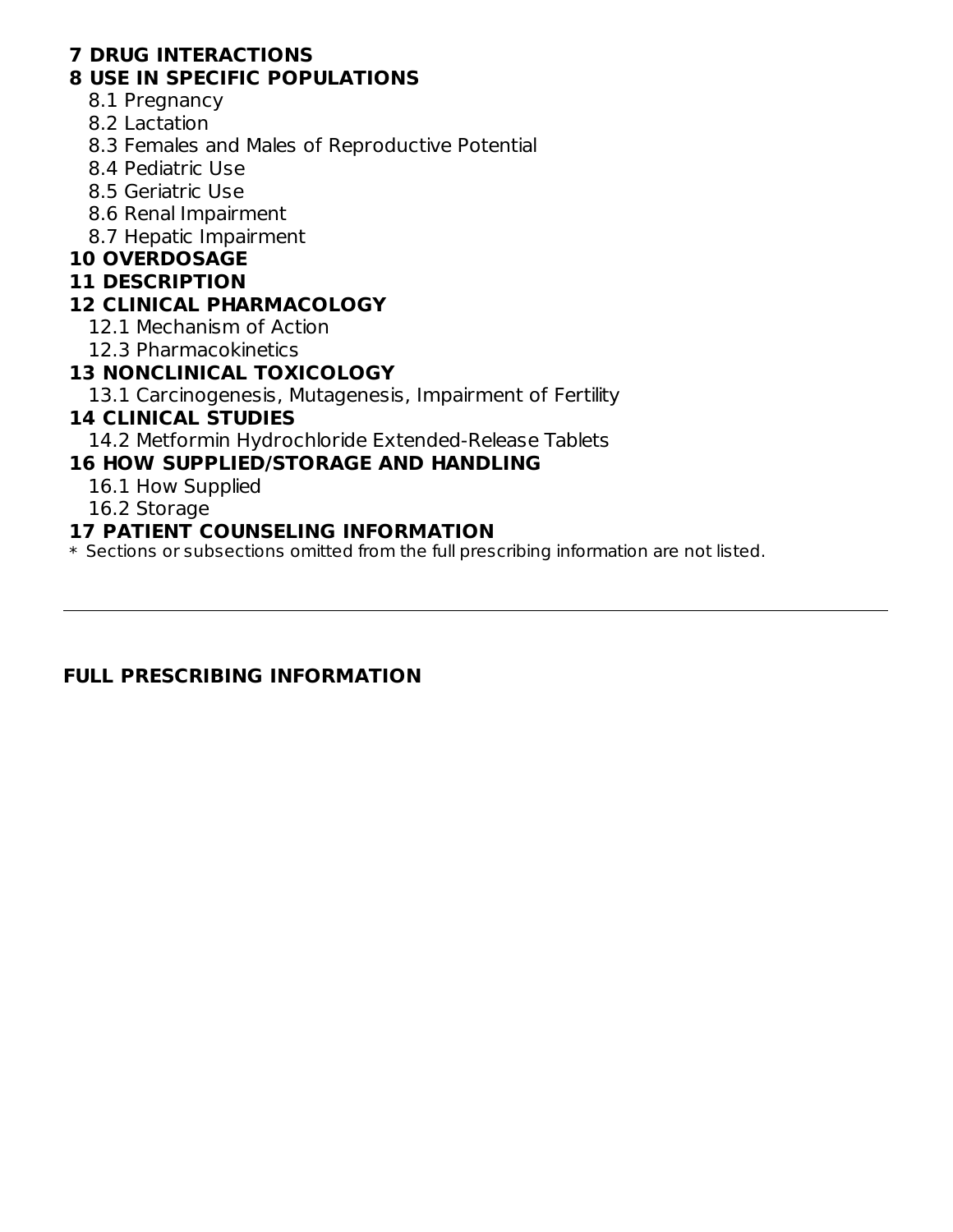**7 DRUG INTERACTIONS**

**8 USE IN SPECIFIC POPULATIONS**

8.1 Pregnancy

8.2 Lactation

8.3 Females and Males of Reproductive Potential

8.4 Pediatric Use

8.5 Geriatric Use

8.6 Renal Impairment

8.7 Hepatic Impairment

**10 OVERDOSAGE**

**11 DESCRIPTION**

**12 CLINICAL PHARMACOLOGY**

12.1 Mechanism of Action

12.3 Pharmacokinetics

**13 NONCLINICAL TOXICOLOGY**

13.1 Carcinogenesis, Mutagenesis, Impairment of Fertility

**14 CLINICAL STUDIES**

14.2 Metformin Hydrochloride Extended-Release Tablets

**16 HOW SUPPLIED/STORAGE AND HANDLING**

16.1 How Supplied

16.2 Storage

**17 PATIENT COUNSELING INFORMATION**

* Sections or subsections omitted from the full prescribing information are not listed.

---

## FULL PRESCRIBING INFORMATION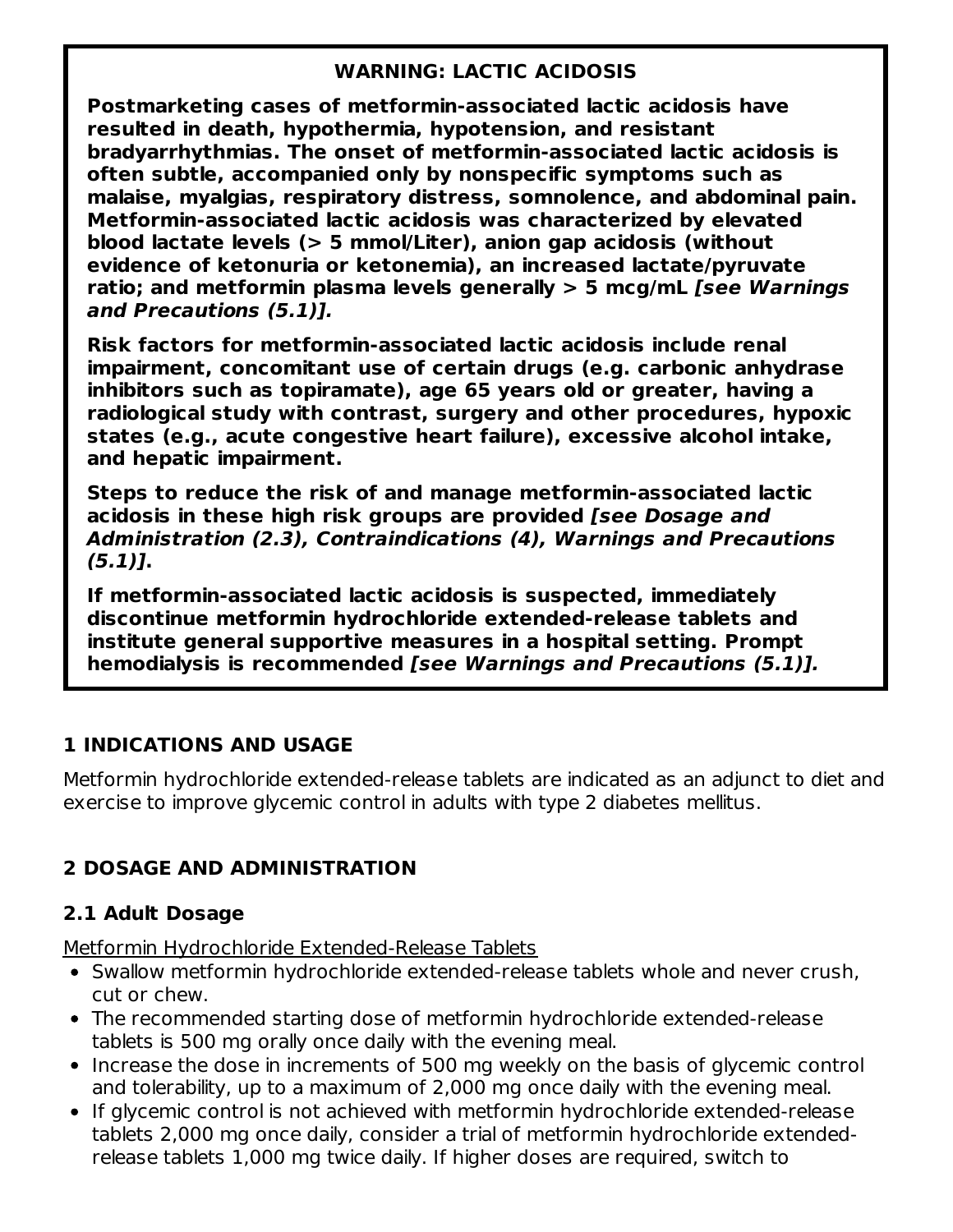**WARNING: LACTIC ACIDOSIS**

**Postmarketing cases of metformin-associated lactic acidosis have resulted in death, hypothermia, hypotension, and resistant bradyarrhythmias. The onset of metformin-associated lactic acidosis is often subtle, accompanied only by nonspecific symptoms such as malaise, myalgias, respiratory distress, somnolence, and abdominal pain. Metformin-associated lactic acidosis was characterized by elevated blood lactate levels (> 5 mmol/Liter), anion gap acidosis (without evidence of ketonuria or ketonemia), an increased lactate/pyruvate ratio; and metformin plasma levels generally > 5 mcg/mL *[see Warnings and Precautions (5.1)].***

**Risk factors for metformin-associated lactic acidosis include renal impairment, concomitant use of certain drugs (e.g. carbonic anhydrase inhibitors such as topiramate), age 65 years old or greater, having a radiological study with contrast, surgery and other procedures, hypoxic states (e.g., acute congestive heart failure), excessive alcohol intake, and hepatic impairment.**

**Steps to reduce the risk of and manage metformin-associated lactic acidosis in these high risk groups are provided *[see Dosage and Administration (2.3), Contraindications (4), Warnings and Precautions (5.1)]*.**

**If metformin-associated lactic acidosis is suspected, immediately discontinue metformin hydrochloride extended-release tablets and institute general supportive measures in a hospital setting. Prompt hemodialysis is recommended *[see Warnings and Precautions (5.1)].***

## 1 INDICATIONS AND USAGE

Metformin hydrochloride extended-release tablets are indicated as an adjunct to diet and exercise to improve glycemic control in adults with type 2 diabetes mellitus.

## 2 DOSAGE AND ADMINISTRATION

### 2.1 Adult Dosage

Metformin Hydrochloride Extended-Release Tablets

- Swallow metformin hydrochloride extended-release tablets whole and never crush, cut or chew.
- The recommended starting dose of metformin hydrochloride extended-release tablets is 500 mg orally once daily with the evening meal.
- Increase the dose in increments of 500 mg weekly on the basis of glycemic control and tolerability, up to a maximum of 2,000 mg once daily with the evening meal.
- If glycemic control is not achieved with metformin hydrochloride extended-release tablets 2,000 mg once daily, consider a trial of metformin hydrochloride extended-release tablets 1,000 mg twice daily. If higher doses are required, switch to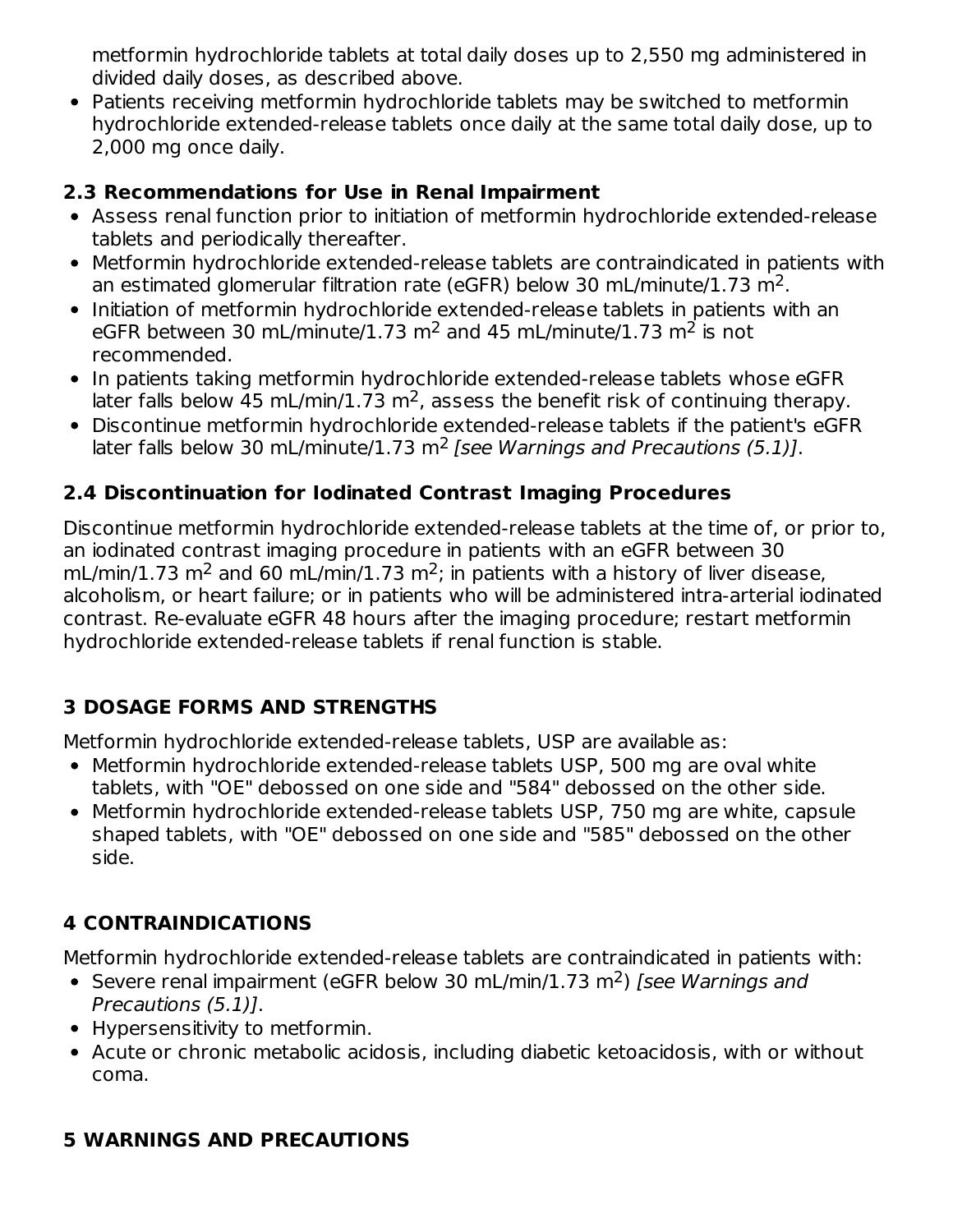metformin hydrochloride tablets at total daily doses up to 2,550 mg administered in divided daily doses, as described above.

- Patients receiving metformin hydrochloride tablets may be switched to metformin hydrochloride extended-release tablets once daily at the same total daily dose, up to 2,000 mg once daily.

### 2.3 Recommendations for Use in Renal Impairment

- Assess renal function prior to initiation of metformin hydrochloride extended-release tablets and periodically thereafter.
- Metformin hydrochloride extended-release tablets are contraindicated in patients with an estimated glomerular filtration rate (eGFR) below 30 mL/minute/1.73 $m^2$.
- Initiation of metformin hydrochloride extended-release tablets in patients with an eGFR between 30 mL/minute/1.73 $m^2$ and 45 mL/minute/1.73 $m^2$ is not recommended.
- In patients taking metformin hydrochloride extended-release tablets whose eGFR later falls below 45 mL/min/1.73 $m^2$, assess the benefit risk of continuing therapy.
- Discontinue metformin hydrochloride extended-release tablets if the patient's eGFR later falls below 30 mL/minute/1.73 $m^2$ *[see Warnings and Precautions (5.1)]*.

### 2.4 Discontinuation for Iodinated Contrast Imaging Procedures

Discontinue metformin hydrochloride extended-release tablets at the time of, or prior to, an iodinated contrast imaging procedure in patients with an eGFR between 30 mL/min/1.73 $m^2$ and 60 mL/min/1.73 $m^2$; in patients with a history of liver disease, alcoholism, or heart failure; or in patients who will be administered intra-arterial iodinated contrast. Re-evaluate eGFR 48 hours after the imaging procedure; restart metformin hydrochloride extended-release tablets if renal function is stable.

## 3 DOSAGE FORMS AND STRENGTHS

Metformin hydrochloride extended-release tablets, USP are available as:

- Metformin hydrochloride extended-release tablets USP, 500 mg are oval white tablets, with "OE" debossed on one side and "584" debossed on the other side.
- Metformin hydrochloride extended-release tablets USP, 750 mg are white, capsule shaped tablets, with "OE" debossed on one side and "585" debossed on the other side.

## 4 CONTRAINDICATIONS

Metformin hydrochloride extended-release tablets are contraindicated in patients with:

- Severe renal impairment (eGFR below 30 mL/min/1.73 $m^2$) *[see Warnings and Precautions (5.1)]*.
- Hypersensitivity to metformin.
- Acute or chronic metabolic acidosis, including diabetic ketoacidosis, with or without coma.

## 5 WARNINGS AND PRECAUTIONS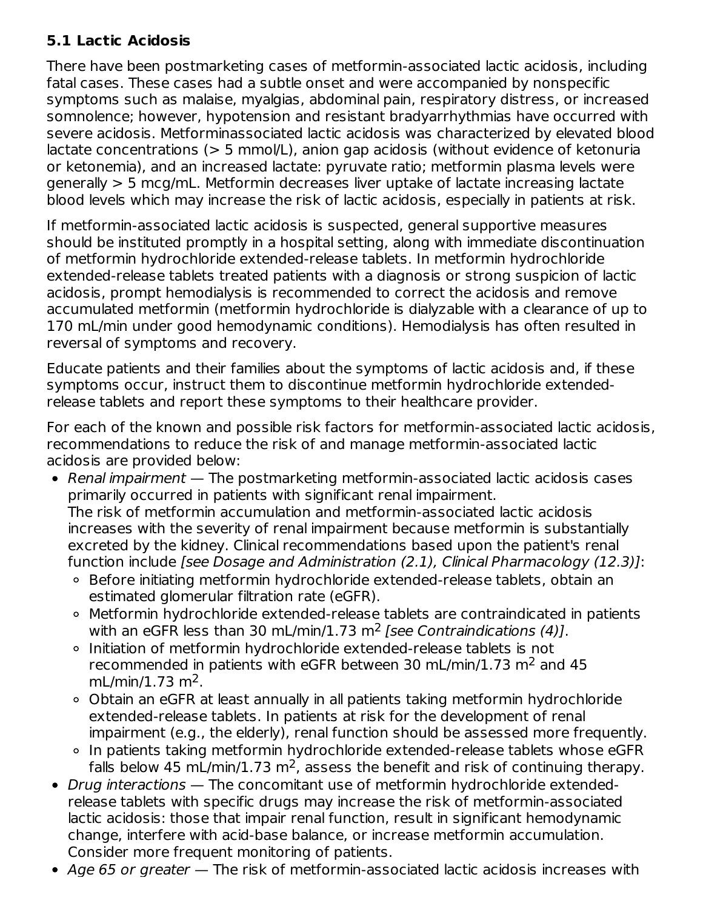### 5.1 Lactic Acidosis

There have been postmarketing cases of metformin-associated lactic acidosis, including fatal cases. These cases had a subtle onset and were accompanied by nonspecific symptoms such as malaise, myalgias, abdominal pain, respiratory distress, or increased somnolence; however, hypotension and resistant bradyarrhythmias have occurred with severe acidosis. Metforminassociated lactic acidosis was characterized by elevated blood lactate concentrations (> 5 mmol/L), anion gap acidosis (without evidence of ketonuria or ketonemia), and an increased lactate: pyruvate ratio; metformin plasma levels were generally > 5 mcg/mL. Metformin decreases liver uptake of lactate increasing lactate blood levels which may increase the risk of lactic acidosis, especially in patients at risk.

If metformin-associated lactic acidosis is suspected, general supportive measures should be instituted promptly in a hospital setting, along with immediate discontinuation of metformin hydrochloride extended-release tablets. In metformin hydrochloride extended-release tablets treated patients with a diagnosis or strong suspicion of lactic acidosis, prompt hemodialysis is recommended to correct the acidosis and remove accumulated metformin (metformin hydrochloride is dialyzable with a clearance of up to 170 mL/min under good hemodynamic conditions). Hemodialysis has often resulted in reversal of symptoms and recovery.

Educate patients and their families about the symptoms of lactic acidosis and, if these symptoms occur, instruct them to discontinue metformin hydrochloride extended-release tablets and report these symptoms to their healthcare provider.

For each of the known and possible risk factors for metformin-associated lactic acidosis, recommendations to reduce the risk of and manage metformin-associated lactic acidosis are provided below:

- *Renal impairment* — The postmarketing metformin-associated lactic acidosis cases primarily occurred in patients with significant renal impairment.
  The risk of metformin accumulation and metformin-associated lactic acidosis increases with the severity of renal impairment because metformin is substantially excreted by the kidney. Clinical recommendations based upon the patient's renal function include *[see Dosage and Administration (2.1), Clinical Pharmacology (12.3)]*:
  - Before initiating metformin hydrochloride extended-release tablets, obtain an estimated glomerular filtration rate (eGFR).
  - Metformin hydrochloride extended-release tablets are contraindicated in patients with an eGFR less than 30 mL/min/1.73 $m^2$ *[see Contraindications (4)]*.
  - Initiation of metformin hydrochloride extended-release tablets is not recommended in patients with eGFR between 30 mL/min/1.73 $m^2$ and 45 mL/min/1.73 $m^2$.
  - Obtain an eGFR at least annually in all patients taking metformin hydrochloride extended-release tablets. In patients at risk for the development of renal impairment (e.g., the elderly), renal function should be assessed more frequently.
  - In patients taking metformin hydrochloride extended-release tablets whose eGFR falls below 45 mL/min/1.73 $m^2$, assess the benefit and risk of continuing therapy.
- *Drug interactions* — The concomitant use of metformin hydrochloride extended-release tablets with specific drugs may increase the risk of metformin-associated lactic acidosis: those that impair renal function, result in significant hemodynamic change, interfere with acid-base balance, or increase metformin accumulation. Consider more frequent monitoring of patients.
- *Age 65 or greater* — The risk of metformin-associated lactic acidosis increases with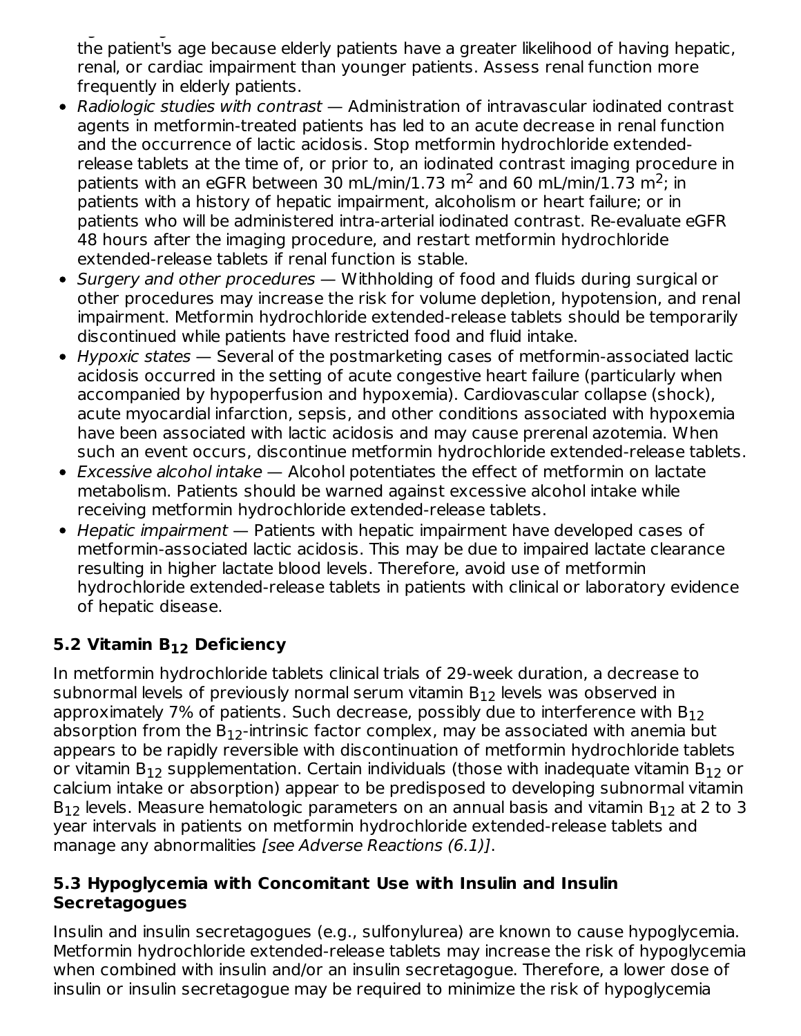the patient's age because elderly patients have a greater likelihood of having hepatic, renal, or cardiac impairment than younger patients. Assess renal function more frequently in elderly patients.

- *Radiologic studies with contrast* — Administration of intravascular iodinated contrast agents in metformin-treated patients has led to an acute decrease in renal function and the occurrence of lactic acidosis. Stop metformin hydrochloride extended-release tablets at the time of, or prior to, an iodinated contrast imaging procedure in patients with an eGFR between 30 mL/min/1.73 $m^2$ and 60 mL/min/1.73 $m^2$; in patients with a history of hepatic impairment, alcoholism or heart failure; or in patients who will be administered intra-arterial iodinated contrast. Re-evaluate eGFR 48 hours after the imaging procedure, and restart metformin hydrochloride extended-release tablets if renal function is stable.
- *Surgery and other procedures* — Withholding of food and fluids during surgical or other procedures may increase the risk for volume depletion, hypotension, and renal impairment. Metformin hydrochloride extended-release tablets should be temporarily discontinued while patients have restricted food and fluid intake.
- *Hypoxic states* — Several of the postmarketing cases of metformin-associated lactic acidosis occurred in the setting of acute congestive heart failure (particularly when accompanied by hypoperfusion and hypoxemia). Cardiovascular collapse (shock), acute myocardial infarction, sepsis, and other conditions associated with hypoxemia have been associated with lactic acidosis and may cause prerenal azotemia. When such an event occurs, discontinue metformin hydrochloride extended-release tablets.
- *Excessive alcohol intake* — Alcohol potentiates the effect of metformin on lactate metabolism. Patients should be warned against excessive alcohol intake while receiving metformin hydrochloride extended-release tablets.
- *Hepatic impairment* — Patients with hepatic impairment have developed cases of metformin-associated lactic acidosis. This may be due to impaired lactate clearance resulting in higher lactate blood levels. Therefore, avoid use of metformin hydrochloride extended-release tablets in patients with clinical or laboratory evidence of hepatic disease.

### 5.2 Vitamin $B_{12}$ Deficiency

In metformin hydrochloride tablets clinical trials of 29-week duration, a decrease to subnormal levels of previously normal serum vitamin $B_{12}$ levels was observed in approximately 7% of patients. Such decrease, possibly due to interference with $B_{12}$ absorption from the $B_{12}$-intrinsic factor complex, may be associated with anemia but appears to be rapidly reversible with discontinuation of metformin hydrochloride tablets or vitamin $B_{12}$ supplementation. Certain individuals (those with inadequate vitamin $B_{12}$ or calcium intake or absorption) appear to be predisposed to developing subnormal vitamin $B_{12}$ levels. Measure hematologic parameters on an annual basis and vitamin $B_{12}$ at 2 to 3 year intervals in patients on metformin hydrochloride extended-release tablets and manage any abnormalities *[see Adverse Reactions (6.1)]*.

### 5.3 Hypoglycemia with Concomitant Use with Insulin and Insulin Secretagogues

Insulin and insulin secretagogues (e.g., sulfonylurea) are known to cause hypoglycemia. Metformin hydrochloride extended-release tablets may increase the risk of hypoglycemia when combined with insulin and/or an insulin secretagogue. Therefore, a lower dose of insulin or insulin secretagogue may be required to minimize the risk of hypoglycemia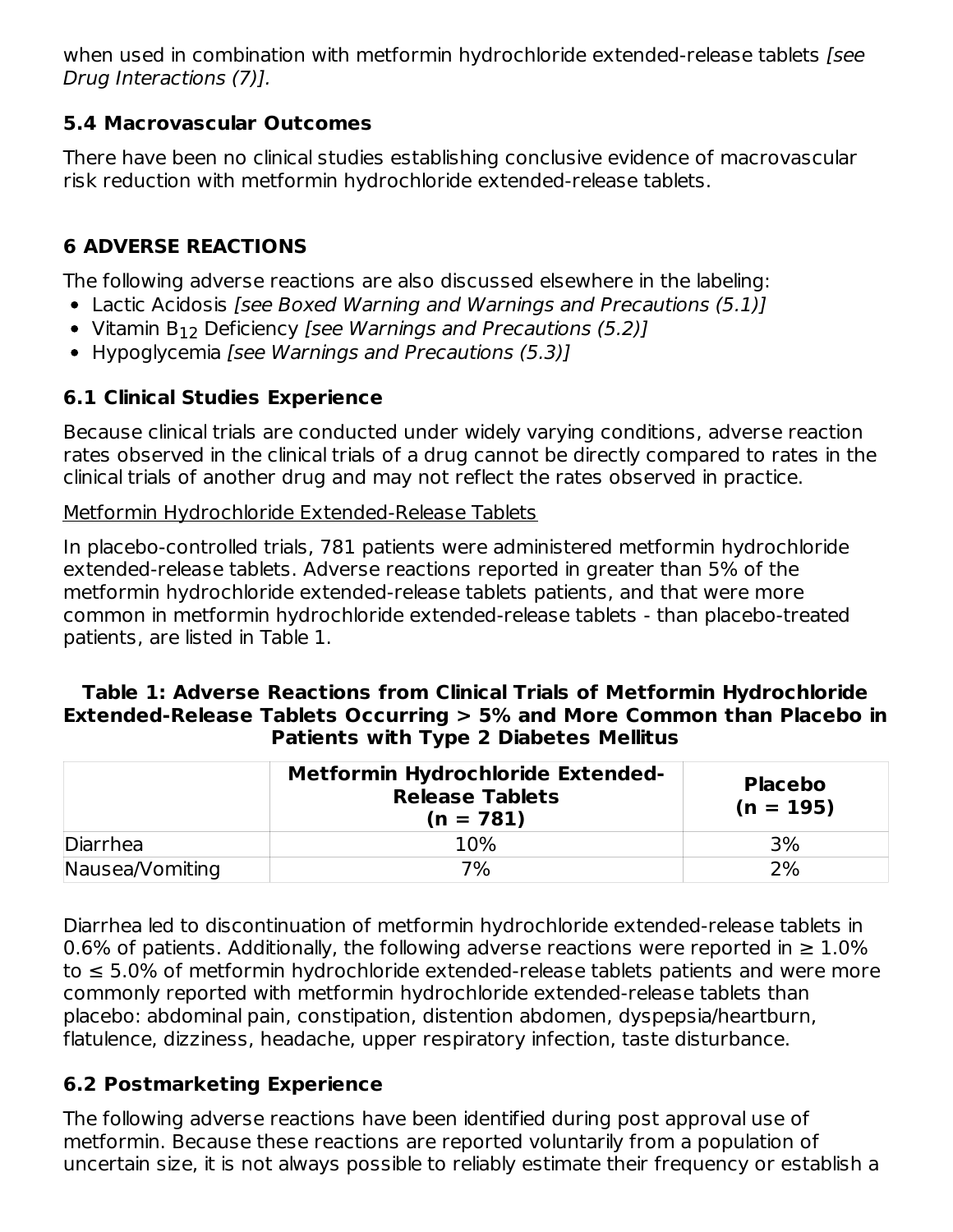when used in combination with metformin hydrochloride extended-release tablets *[see Drug Interactions (7)]*.

### 5.4 Macrovascular Outcomes

There have been no clinical studies establishing conclusive evidence of macrovascular risk reduction with metformin hydrochloride extended-release tablets.

## 6 ADVERSE REACTIONS

The following adverse reactions are also discussed elsewhere in the labeling:

- Lactic Acidosis *[see Boxed Warning and Warnings and Precautions (5.1)]*
- Vitamin $B_{12}$ Deficiency *[see Warnings and Precautions (5.2)]*
- Hypoglycemia *[see Warnings and Precautions (5.3)]*

### 6.1 Clinical Studies Experience

Because clinical trials are conducted under widely varying conditions, adverse reaction rates observed in the clinical trials of a drug cannot be directly compared to rates in the clinical trials of another drug and may not reflect the rates observed in practice.

Metformin Hydrochloride Extended-Release Tablets

In placebo-controlled trials, 781 patients were administered metformin hydrochloride extended-release tablets. Adverse reactions reported in greater than 5% of the metformin hydrochloride extended-release tablets patients, and that were more common in metformin hydrochloride extended-release tablets - than placebo-treated patients, are listed in Table 1.

**Table 1: Adverse Reactions from Clinical Trials of Metformin Hydrochloride Extended-Release Tablets Occurring > 5% and More Common than Placebo in Patients with Type 2 Diabetes Mellitus**

| | Metformin Hydrochloride Extended-Release Tablets (n = 781) | Placebo (n = 195) |
|---|---|---|
| Diarrhea | 10% | 3% |
| Nausea/Vomiting | 7% | 2% |

Diarrhea led to discontinuation of metformin hydrochloride extended-release tablets in 0.6% of patients. Additionally, the following adverse reactions were reported in ≥ 1.0% to ≤ 5.0% of metformin hydrochloride extended-release tablets patients and were more commonly reported with metformin hydrochloride extended-release tablets than placebo: abdominal pain, constipation, distention abdomen, dyspepsia/heartburn, flatulence, dizziness, headache, upper respiratory infection, taste disturbance.

### 6.2 Postmarketing Experience

The following adverse reactions have been identified during post approval use of metformin. Because these reactions are reported voluntarily from a population of uncertain size, it is not always possible to reliably estimate their frequency or establish a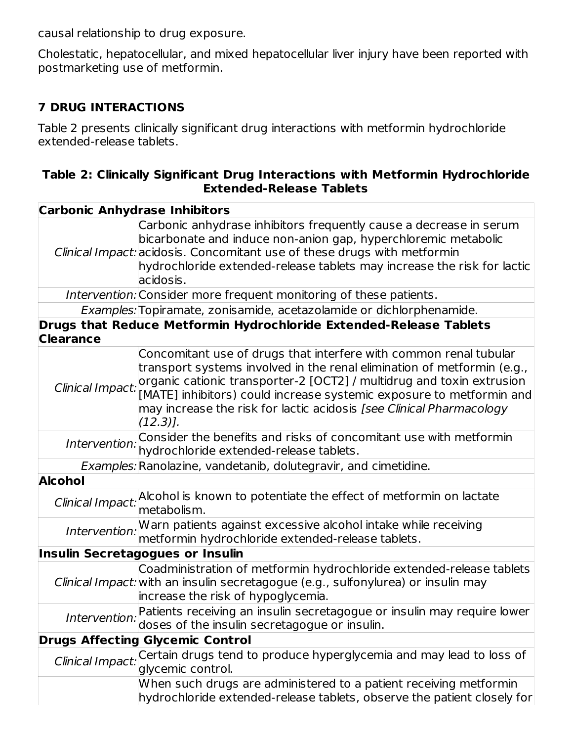causal relationship to drug exposure.

Cholestatic, hepatocellular, and mixed hepatocellular liver injury have been reported with postmarketing use of metformin.

## 7 DRUG INTERACTIONS

Table 2 presents clinically significant drug interactions with metformin hydrochloride extended-release tablets.

**Table 2: Clinically Significant Drug Interactions with Metformin Hydrochloride Extended-Release Tablets**

| | |
|---|---|
| **Carbonic Anhydrase Inhibitors** | |
| *Clinical Impact:* | Carbonic anhydrase inhibitors frequently cause a decrease in serum bicarbonate and induce non-anion gap, hyperchloremic metabolic acidosis. Concomitant use of these drugs with metformin hydrochloride extended-release tablets may increase the risk for lactic acidosis. |
| *Intervention:* | Consider more frequent monitoring of these patients. |
| *Examples:* | Topiramate, zonisamide, acetazolamide or dichlorphenamide. |
| **Drugs that Reduce Metformin Hydrochloride Extended-Release Tablets Clearance** | |
| *Clinical Impact:* | Concomitant use of drugs that interfere with common renal tubular transport systems involved in the renal elimination of metformin (e.g., organic cationic transporter-2 [OCT2] / multidrug and toxin extrusion [MATE] inhibitors) could increase systemic exposure to metformin and may increase the risk for lactic acidosis *[see Clinical Pharmacology (12.3)].* |
| *Intervention:* | Consider the benefits and risks of concomitant use with metformin hydrochloride extended-release tablets. |
| *Examples:* | Ranolazine, vandetanib, dolutegravir, and cimetidine. |
| **Alcohol** | |
| *Clinical Impact:* | Alcohol is known to potentiate the effect of metformin on lactate metabolism. |
| *Intervention:* | Warn patients against excessive alcohol intake while receiving metformin hydrochloride extended-release tablets. |
| **Insulin Secretagogues or Insulin** | |
| *Clinical Impact:* | Coadministration of metformin hydrochloride extended-release tablets with an insulin secretagogue (e.g., sulfonylurea) or insulin may increase the risk of hypoglycemia. |
| *Intervention:* | Patients receiving an insulin secretagogue or insulin may require lower doses of the insulin secretagogue or insulin. |
| **Drugs Affecting Glycemic Control** | |
| *Clinical Impact:* | Certain drugs tend to produce hyperglycemia and may lead to loss of glycemic control. |
| | When such drugs are administered to a patient receiving metformin hydrochloride extended-release tablets, observe the patient closely for |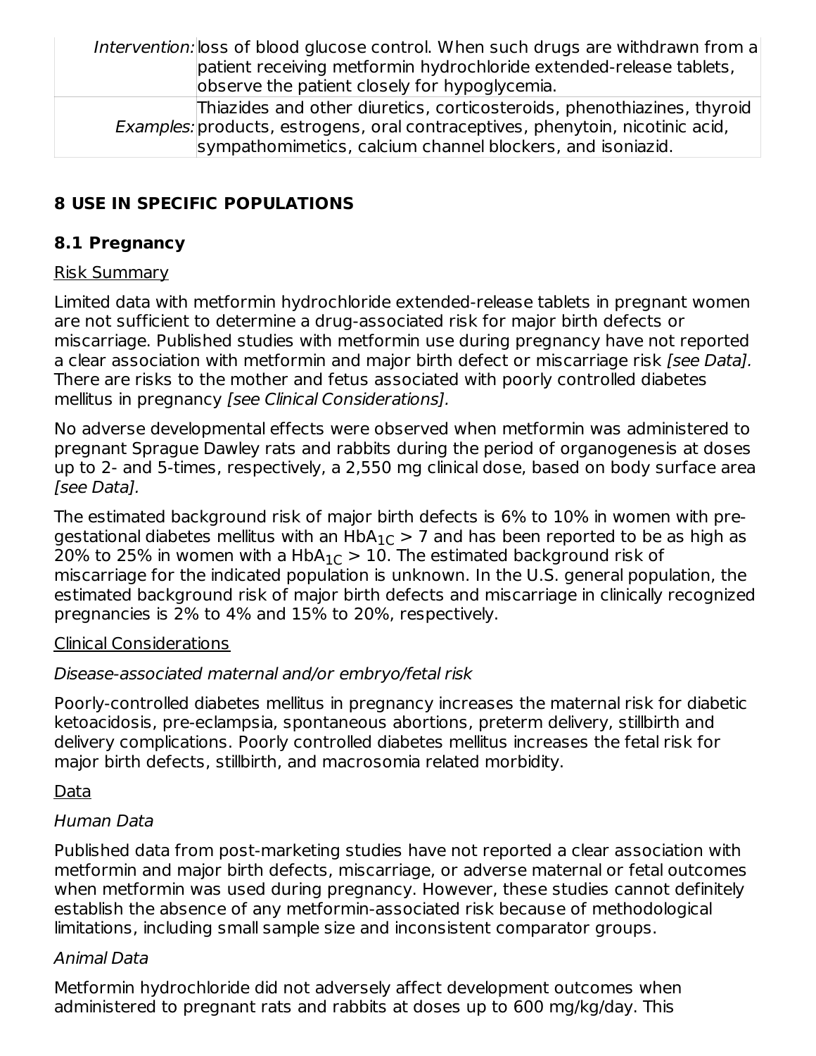| | |
|---|---|
| *Intervention:* | loss of blood glucose control. When such drugs are withdrawn from a patient receiving metformin hydrochloride extended-release tablets, observe the patient closely for hypoglycemia. |
| *Examples:* | Thiazides and other diuretics, corticosteroids, phenothiazines, thyroid products, estrogens, oral contraceptives, phenytoin, nicotinic acid, sympathomimetics, calcium channel blockers, and isoniazid. |

## 8 USE IN SPECIFIC POPULATIONS

### 8.1 Pregnancy

Risk Summary

Limited data with metformin hydrochloride extended-release tablets in pregnant women are not sufficient to determine a drug-associated risk for major birth defects or miscarriage. Published studies with metformin use during pregnancy have not reported a clear association with metformin and major birth defect or miscarriage risk *[see Data].* There are risks to the mother and fetus associated with poorly controlled diabetes mellitus in pregnancy *[see Clinical Considerations].*

No adverse developmental effects were observed when metformin was administered to pregnant Sprague Dawley rats and rabbits during the period of organogenesis at doses up to 2- and 5-times, respectively, a 2,550 mg clinical dose, based on body surface area *[see Data].*

The estimated background risk of major birth defects is 6% to 10% in women with pre-gestational diabetes mellitus with an $HbA_{1C}$ > 7 and has been reported to be as high as 20% to 25% in women with a $HbA_{1C}$ > 10. The estimated background risk of miscarriage for the indicated population is unknown. In the U.S. general population, the estimated background risk of major birth defects and miscarriage in clinically recognized pregnancies is 2% to 4% and 15% to 20%, respectively.

Clinical Considerations

*Disease-associated maternal and/or embryo/fetal risk*

Poorly-controlled diabetes mellitus in pregnancy increases the maternal risk for diabetic ketoacidosis, pre-eclampsia, spontaneous abortions, preterm delivery, stillbirth and delivery complications. Poorly controlled diabetes mellitus increases the fetal risk for major birth defects, stillbirth, and macrosomia related morbidity.

Data

*Human Data*

Published data from post-marketing studies have not reported a clear association with metformin and major birth defects, miscarriage, or adverse maternal or fetal outcomes when metformin was used during pregnancy. However, these studies cannot definitely establish the absence of any metformin-associated risk because of methodological limitations, including small sample size and inconsistent comparator groups.

*Animal Data*

Metformin hydrochloride did not adversely affect development outcomes when administered to pregnant rats and rabbits at doses up to 600 mg/kg/day. This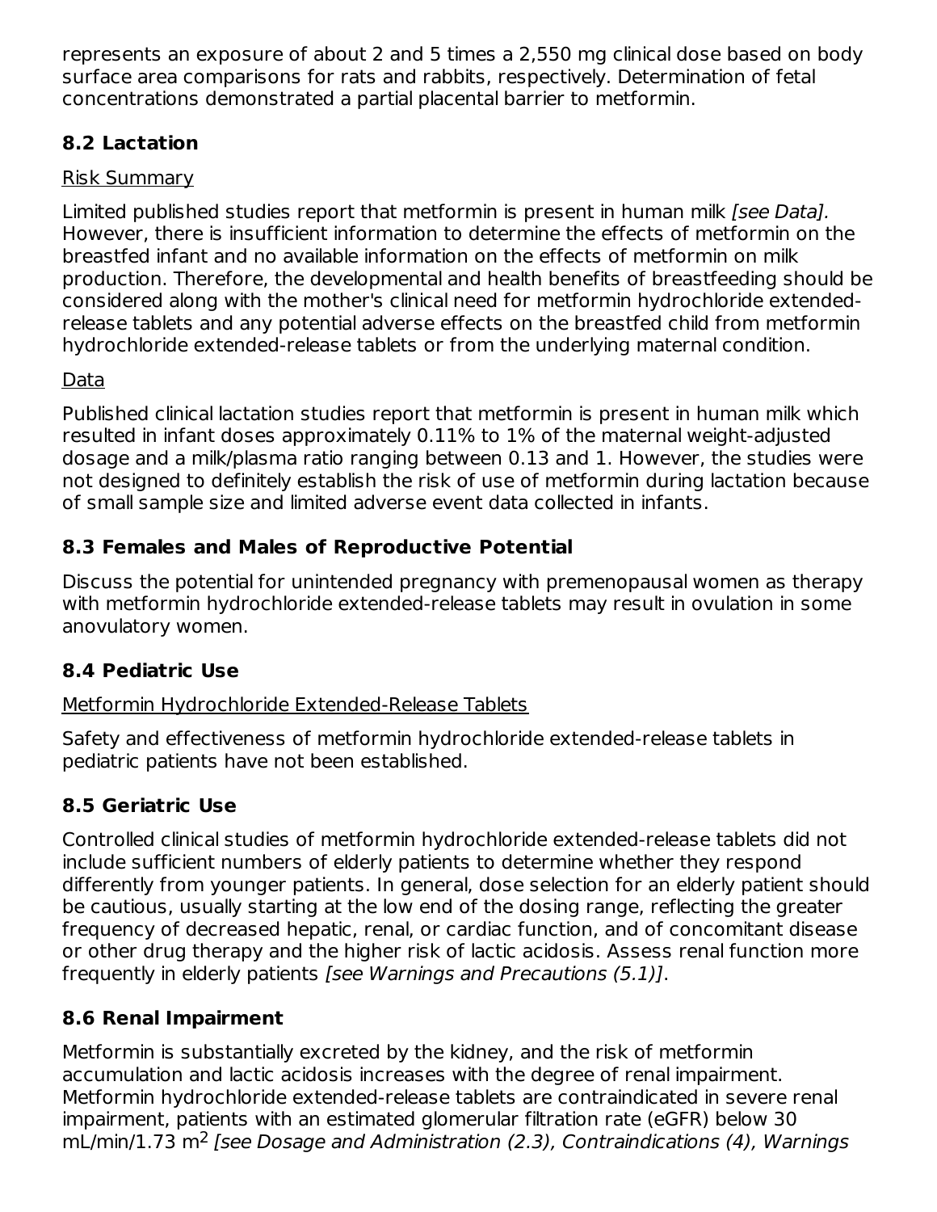represents an exposure of about 2 and 5 times a 2,550 mg clinical dose based on body surface area comparisons for rats and rabbits, respectively. Determination of fetal concentrations demonstrated a partial placental barrier to metformin.

## 8.2 Lactation

Risk Summary

Limited published studies report that metformin is present in human milk *[see Data]*. However, there is insufficient information to determine the effects of metformin on the breastfed infant and no available information on the effects of metformin on milk production. Therefore, the developmental and health benefits of breastfeeding should be considered along with the mother's clinical need for metformin hydrochloride extended-release tablets and any potential adverse effects on the breastfed child from metformin hydrochloride extended-release tablets or from the underlying maternal condition.

Data

Published clinical lactation studies report that metformin is present in human milk which resulted in infant doses approximately 0.11% to 1% of the maternal weight-adjusted dosage and a milk/plasma ratio ranging between 0.13 and 1. However, the studies were not designed to definitely establish the risk of use of metformin during lactation because of small sample size and limited adverse event data collected in infants.

## 8.3 Females and Males of Reproductive Potential

Discuss the potential for unintended pregnancy with premenopausal women as therapy with metformin hydrochloride extended-release tablets may result in ovulation in some anovulatory women.

## 8.4 Pediatric Use

Metformin Hydrochloride Extended-Release Tablets

Safety and effectiveness of metformin hydrochloride extended-release tablets in pediatric patients have not been established.

## 8.5 Geriatric Use

Controlled clinical studies of metformin hydrochloride extended-release tablets did not include sufficient numbers of elderly patients to determine whether they respond differently from younger patients. In general, dose selection for an elderly patient should be cautious, usually starting at the low end of the dosing range, reflecting the greater frequency of decreased hepatic, renal, or cardiac function, and of concomitant disease or other drug therapy and the higher risk of lactic acidosis. Assess renal function more frequently in elderly patients *[see Warnings and Precautions (5.1)]*.

## 8.6 Renal Impairment

Metformin is substantially excreted by the kidney, and the risk of metformin accumulation and lactic acidosis increases with the degree of renal impairment. Metformin hydrochloride extended-release tablets are contraindicated in severe renal impairment, patients with an estimated glomerular filtration rate (eGFR) below 30 mL/min/1.73 $m^2$ *[see Dosage and Administration (2.3), Contraindications (4), Warnings*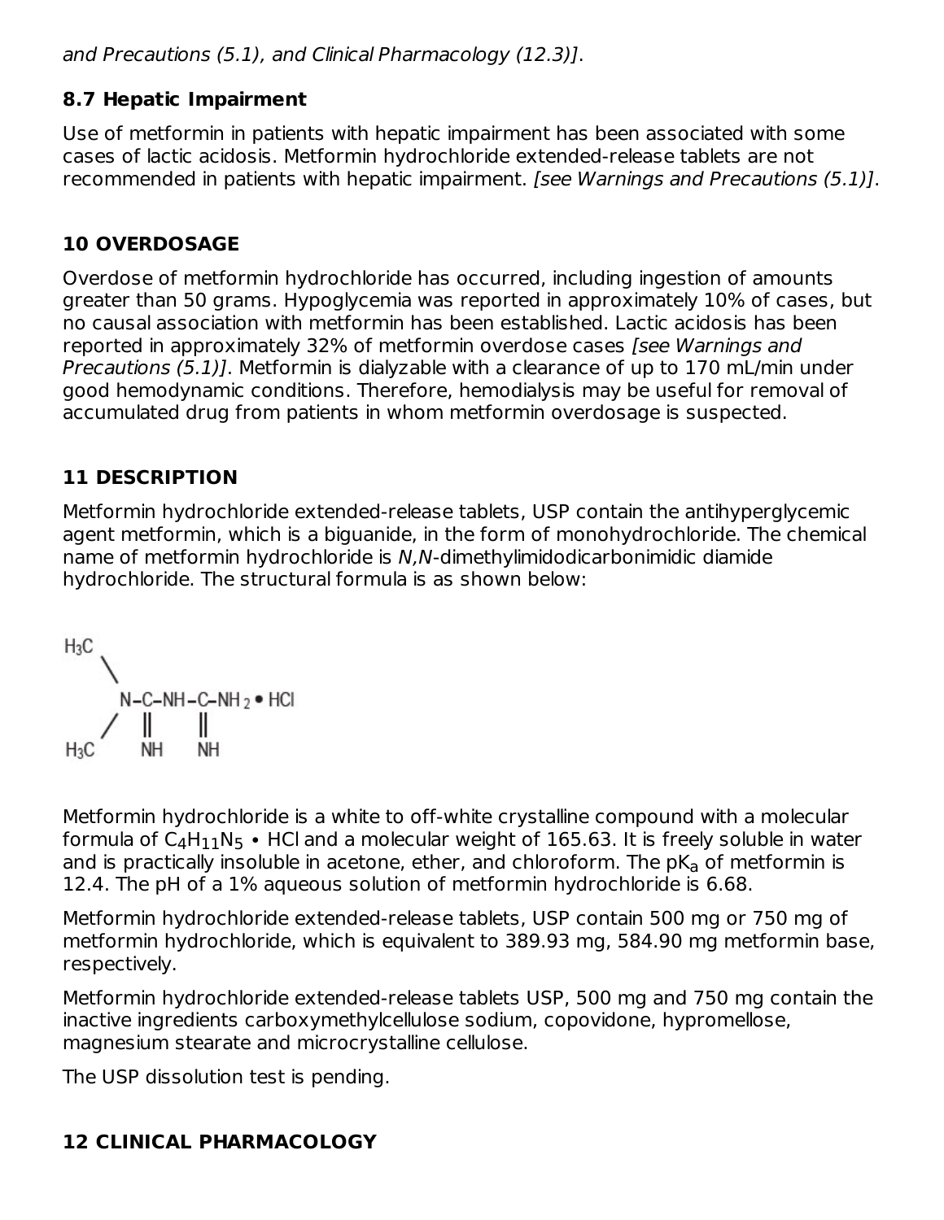and Precautions (5.1), and Clinical Pharmacology (12.3)].*

### 8.7 Hepatic Impairment

Use of metformin in patients with hepatic impairment has been associated with some cases of lactic acidosis. Metformin hydrochloride extended-release tablets are not recommended in patients with hepatic impairment. *[see Warnings and Precautions (5.1)]*.

## 10 OVERDOSAGE

Overdose of metformin hydrochloride has occurred, including ingestion of amounts greater than 50 grams. Hypoglycemia was reported in approximately 10% of cases, but no causal association with metformin has been established. Lactic acidosis has been reported in approximately 32% of metformin overdose cases *[see Warnings and Precautions (5.1)]*. Metformin is dialyzable with a clearance of up to 170 mL/min under good hemodynamic conditions. Therefore, hemodialysis may be useful for removal of accumulated drug from patients in whom metformin overdosage is suspected.

## 11 DESCRIPTION

Metformin hydrochloride extended-release tablets, USP contain the antihyperglycemic agent metformin, which is a biguanide, in the form of monohydrochloride. The chemical name of metformin hydrochloride is *N,N*-dimethylimidodicarbonimidic diamide hydrochloride. The structural formula is as shown below:

```
H3C
   \
    N–C–NH–C–NH2 • HCl
   /  ||    ||
H3C   NH    NH
```

Metformin hydrochloride is a white to off-white crystalline compound with a molecular formula of $C_4H_{11}N_5 \bullet HCl$ and a molecular weight of 165.63. It is freely soluble in water and is practically insoluble in acetone, ether, and chloroform. The $pK_a$ of metformin is 12.4. The pH of a 1% aqueous solution of metformin hydrochloride is 6.68.

Metformin hydrochloride extended-release tablets, USP contain 500 mg or 750 mg of metformin hydrochloride, which is equivalent to 389.93 mg, 584.90 mg metformin base, respectively.

Metformin hydrochloride extended-release tablets USP, 500 mg and 750 mg contain the inactive ingredients carboxymethylcellulose sodium, copovidone, hypromellose, magnesium stearate and microcrystalline cellulose.

The USP dissolution test is pending.

## 12 CLINICAL PHARMACOLOGY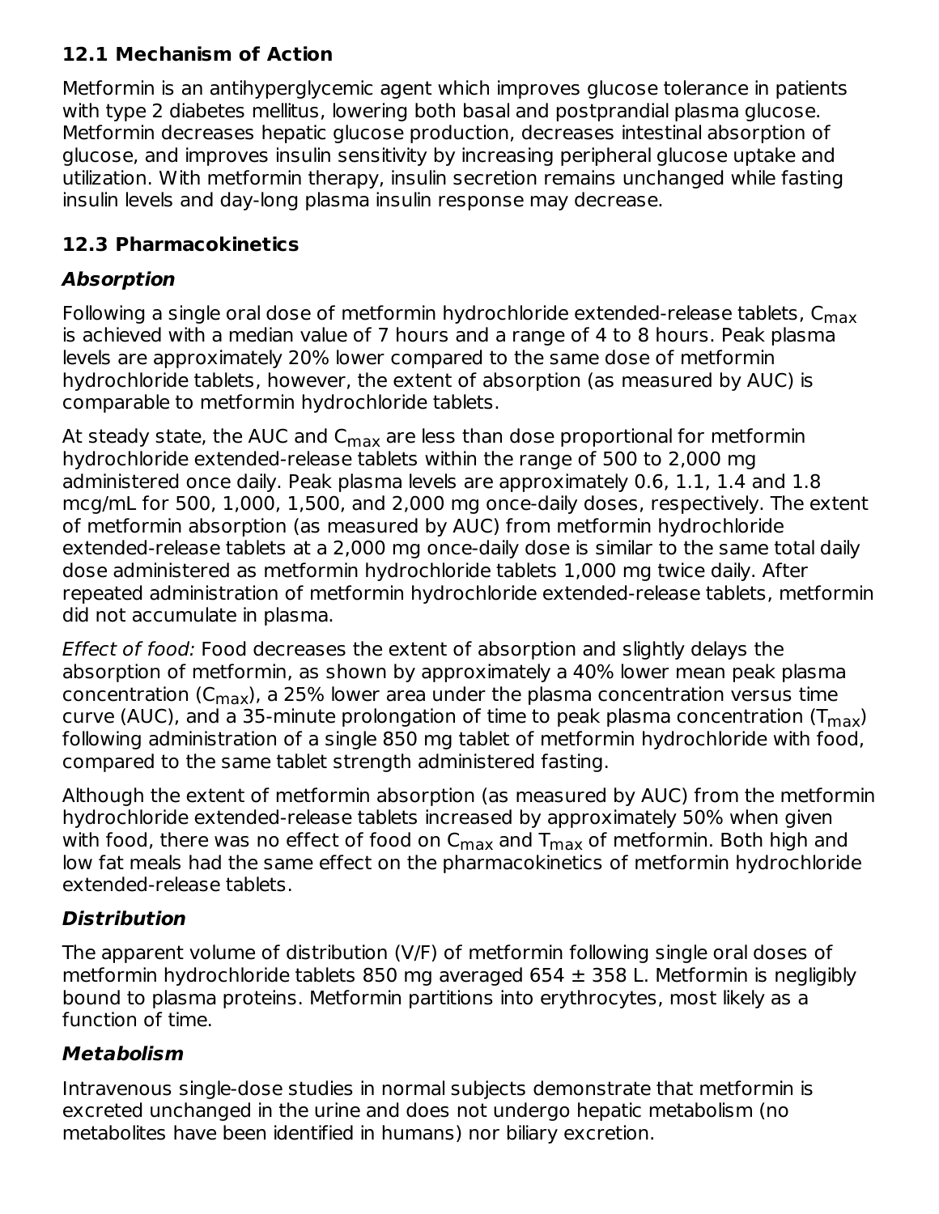### 12.1 Mechanism of Action

Metformin is an antihyperglycemic agent which improves glucose tolerance in patients with type 2 diabetes mellitus, lowering both basal and postprandial plasma glucose. Metformin decreases hepatic glucose production, decreases intestinal absorption of glucose, and improves insulin sensitivity by increasing peripheral glucose uptake and utilization. With metformin therapy, insulin secretion remains unchanged while fasting insulin levels and day-long plasma insulin response may decrease.

### 12.3 Pharmacokinetics

***Absorption***

Following a single oral dose of metformin hydrochloride extended-release tablets, $C_{max}$ is achieved with a median value of 7 hours and a range of 4 to 8 hours. Peak plasma levels are approximately 20% lower compared to the same dose of metformin hydrochloride tablets, however, the extent of absorption (as measured by AUC) is comparable to metformin hydrochloride tablets.

At steady state, the AUC and $C_{max}$ are less than dose proportional for metformin hydrochloride extended-release tablets within the range of 500 to 2,000 mg administered once daily. Peak plasma levels are approximately 0.6, 1.1, 1.4 and 1.8 mcg/mL for 500, 1,000, 1,500, and 2,000 mg once-daily doses, respectively. The extent of metformin absorption (as measured by AUC) from metformin hydrochloride extended-release tablets at a 2,000 mg once-daily dose is similar to the same total daily dose administered as metformin hydrochloride tablets 1,000 mg twice daily. After repeated administration of metformin hydrochloride extended-release tablets, metformin did not accumulate in plasma.

*Effect of food:* Food decreases the extent of absorption and slightly delays the absorption of metformin, as shown by approximately a 40% lower mean peak plasma concentration ($C_{max}$), a 25% lower area under the plasma concentration versus time curve (AUC), and a 35-minute prolongation of time to peak plasma concentration ($T_{max}$) following administration of a single 850 mg tablet of metformin hydrochloride with food, compared to the same tablet strength administered fasting.

Although the extent of metformin absorption (as measured by AUC) from the metformin hydrochloride extended-release tablets increased by approximately 50% when given with food, there was no effect of food on $C_{max}$ and $T_{max}$ of metformin. Both high and low fat meals had the same effect on the pharmacokinetics of metformin hydrochloride extended-release tablets.

***Distribution***

The apparent volume of distribution (V/F) of metformin following single oral doses of metformin hydrochloride tablets 850 mg averaged 654 ± 358 L. Metformin is negligibly bound to plasma proteins. Metformin partitions into erythrocytes, most likely as a function of time.

***Metabolism***

Intravenous single-dose studies in normal subjects demonstrate that metformin is excreted unchanged in the urine and does not undergo hepatic metabolism (no metabolites have been identified in humans) nor biliary excretion.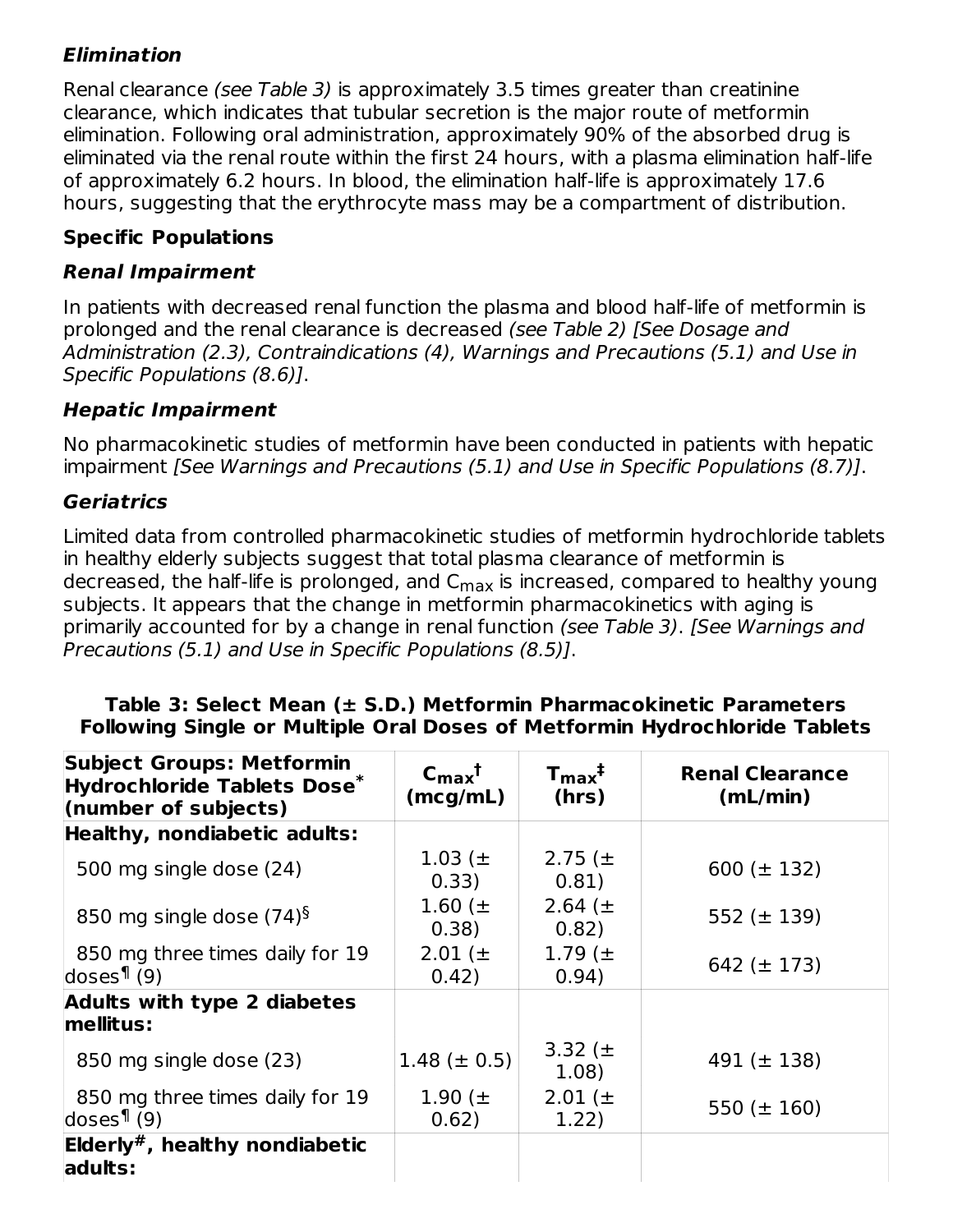### Elimination

Renal clearance *(see Table 3)* is approximately 3.5 times greater than creatinine clearance, which indicates that tubular secretion is the major route of metformin elimination. Following oral administration, approximately 90% of the absorbed drug is eliminated via the renal route within the first 24 hours, with a plasma elimination half-life of approximately 6.2 hours. In blood, the elimination half-life is approximately 17.6 hours, suggesting that the erythrocyte mass may be a compartment of distribution.

## Specific Populations

### Renal Impairment

In patients with decreased renal function the plasma and blood half-life of metformin is prolonged and the renal clearance is decreased *(see Table 2) [See Dosage and Administration (2.3), Contraindications (4), Warnings and Precautions (5.1) and Use in Specific Populations (8.6)]*.

### Hepatic Impairment

No pharmacokinetic studies of metformin have been conducted in patients with hepatic impairment *[See Warnings and Precautions (5.1) and Use in Specific Populations (8.7)]*.

### Geriatrics

Limited data from controlled pharmacokinetic studies of metformin hydrochloride tablets in healthy elderly subjects suggest that total plasma clearance of metformin is decreased, the half-life is prolonged, and $C_{max}$ is increased, compared to healthy young subjects. It appears that the change in metformin pharmacokinetics with aging is primarily accounted for by a change in renal function *(see Table 3)*. *[See Warnings and Precautions (5.1) and Use in Specific Populations (8.5)]*.

**Table 3: Select Mean (± S.D.) Metformin Pharmacokinetic Parameters Following Single or Multiple Oral Doses of Metformin Hydrochloride Tablets**

| Subject Groups: Metformin Hydrochloride Tablets Dose* (number of subjects) | $C_{max}$† (mcg/mL) | $T_{max}$‡ (hrs) | Renal Clearance (mL/min) |
|---|---|---|---|
| **Healthy, nondiabetic adults:** | | | |
| 500 mg single dose (24) | 1.03 (± 0.33) | 2.75 (± 0.81) | 600 (± 132) |
| 850 mg single dose (74)§ | 1.60 (± 0.38) | 2.64 (± 0.82) | 552 (± 139) |
| 850 mg three times daily for 19 doses¶ (9) | 2.01 (± 0.42) | 1.79 (± 0.94) | 642 (± 173) |
| **Adults with type 2 diabetes mellitus:** | | | |
| 850 mg single dose (23) | 1.48 (± 0.5) | 3.32 (± 1.08) | 491 (± 138) |
| 850 mg three times daily for 19 doses¶ (9) | 1.90 (± 0.62) | 2.01 (± 1.22) | 550 (± 160) |
| **Elderly#, healthy nondiabetic adults:** | | | |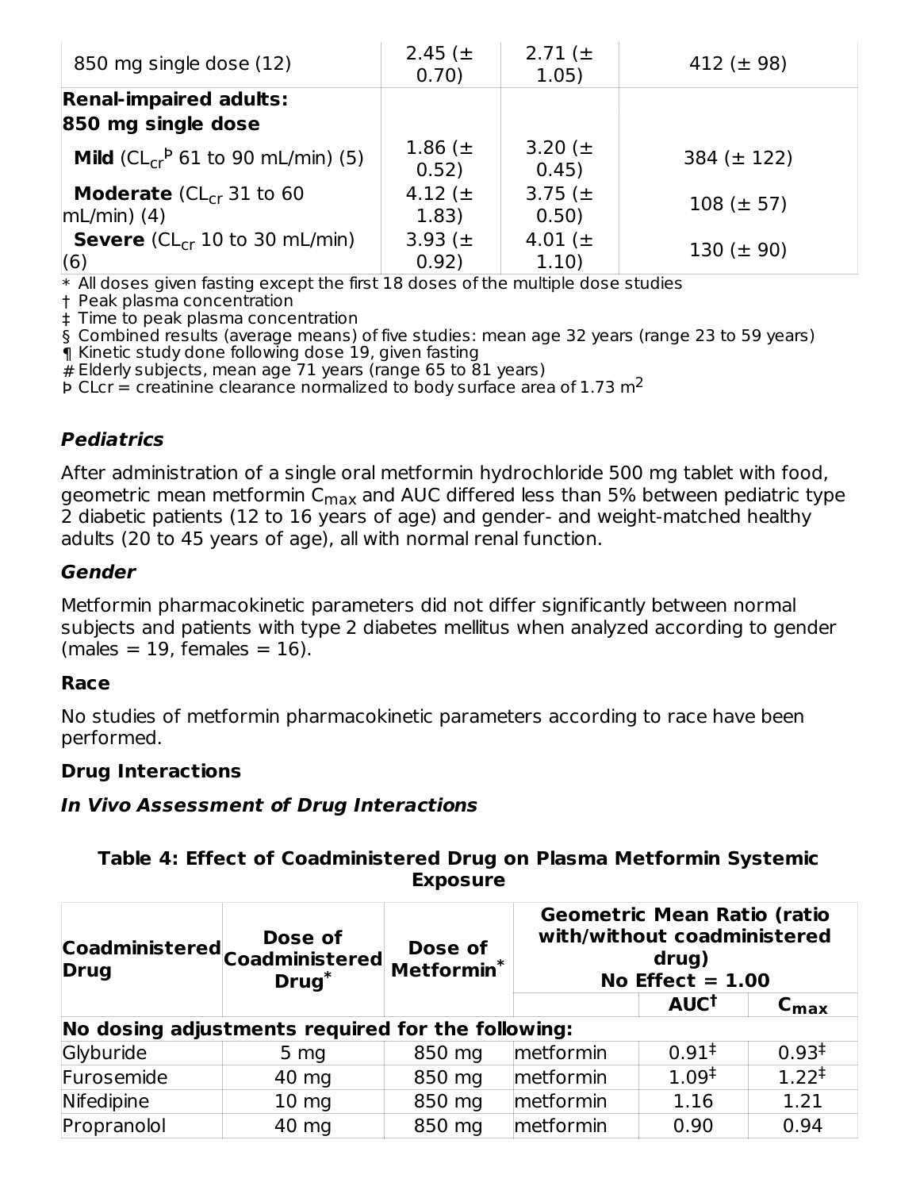| | | | |
|---|---|---|---|
| 850 mg single dose (12) | 2.45 (± 0.70) | 2.71 (± 1.05) | 412 (± 98) |
| **Renal-impaired adults: 850 mg single dose** | | | |
| **Mild** ($CL_{cr}$[Þ] 61 to 90 mL/min) (5) | 1.86 (± 0.52) | 3.20 (± 0.45) | 384 (± 122) |
| **Moderate** ($CL_{cr}$ 31 to 60 mL/min) (4) | 4.12 (± 1.83) | 3.75 (± 0.50) | 108 (± 57) |
| **Severe** ($CL_{cr}$ 10 to 30 mL/min) (6) | 3.93 (± 0.92) | 4.01 (± 1.10) | 130 (± 90) |

* All doses given fasting except the first 18 doses of the multiple dose studies
† Peak plasma concentration
‡ Time to peak plasma concentration
§ Combined results (average means) of five studies: mean age 32 years (range 23 to 59 years)
¶ Kinetic study done following dose 19, given fasting
# Elderly subjects, mean age 71 years (range 65 to 81 years)
Þ CLcr = creatinine clearance normalized to body surface area of 1.73 $m^2$

### *Pediatrics*

After administration of a single oral metformin hydrochloride 500 mg tablet with food, geometric mean metformin $C_{max}$ and AUC differed less than 5% between pediatric type 2 diabetic patients (12 to 16 years of age) and gender- and weight-matched healthy adults (20 to 45 years of age), all with normal renal function.

### *Gender*

Metformin pharmacokinetic parameters did not differ significantly between normal subjects and patients with type 2 diabetes mellitus when analyzed according to gender (males = 19, females = 16).

### Race

No studies of metformin pharmacokinetic parameters according to race have been performed.

### Drug Interactions

#### *In Vivo Assessment of Drug Interactions*

**Table 4: Effect of Coadministered Drug on Plasma Metformin Systemic Exposure**

| Coadministered Drug | Dose of Coadministered Drug* | Dose of Metformin* | Geometric Mean Ratio (ratio with/without coadministered drug) No Effect = 1.00 | | |
|---|---|---|---|---|---|
| | | | | AUC† | $C_{max}$ |
| **No dosing adjustments required for the following:** | | | | | |
| Glyburide | 5 mg | 850 mg | metformin | 0.91‡ | 0.93‡ |
| Furosemide | 40 mg | 850 mg | metformin | 1.09‡ | 1.22‡ |
| Nifedipine | 10 mg | 850 mg | metformin | 1.16 | 1.21 |
| Propranolol | 40 mg | 850 mg | metformin | 0.90 | 0.94 |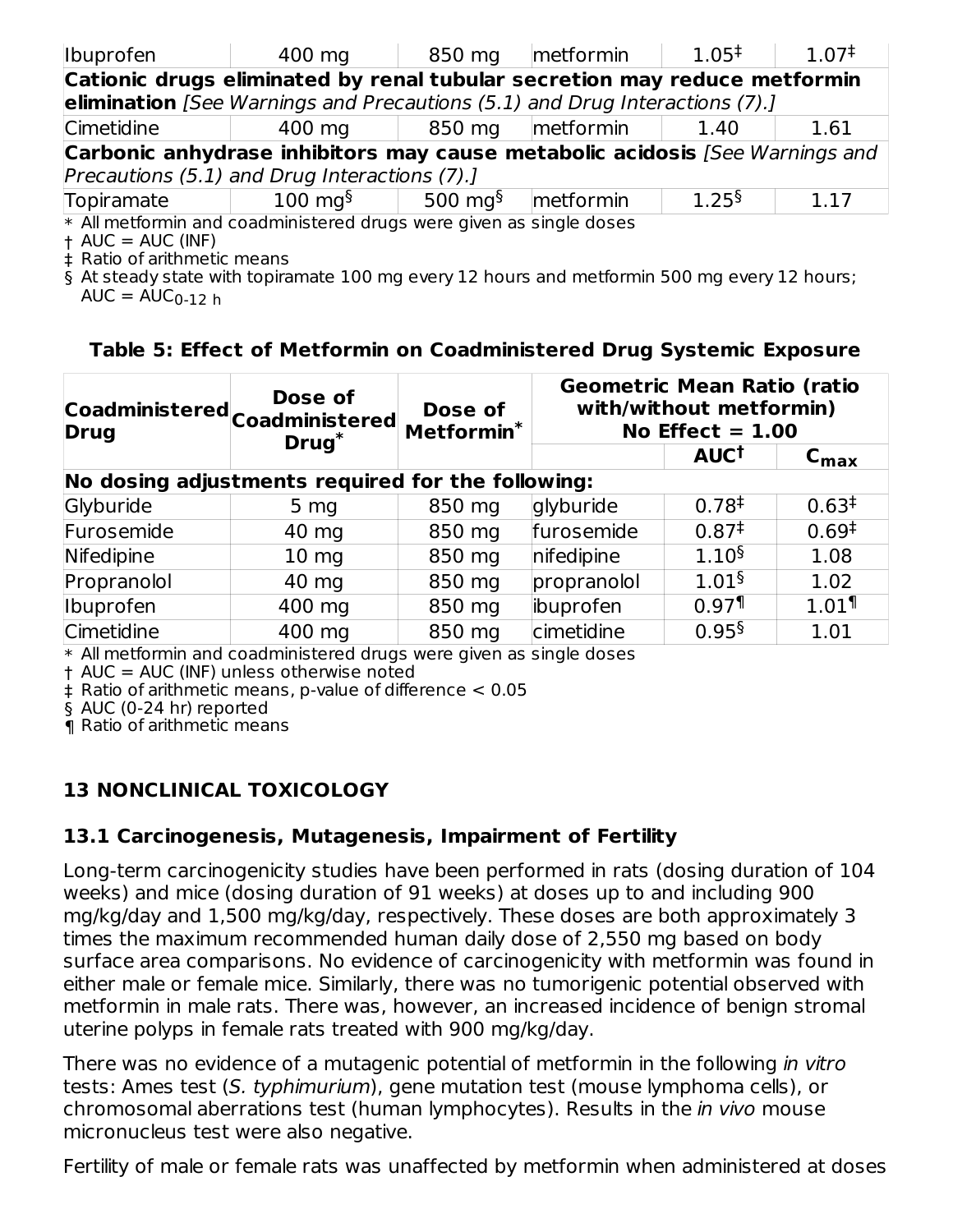| Ibuprofen | 400 mg | 850 mg | metformin | 1.05‡ | 1.07‡ |
|---|---|---|---|---|---|
| **Cationic drugs eliminated by renal tubular secretion may reduce metformin elimination** *[See Warnings and Precautions (5.1) and Drug Interactions (7).]* | | | | | |
| Cimetidine | 400 mg | 850 mg | metformin | 1.40 | 1.61 |
| **Carbonic anhydrase inhibitors may cause metabolic acidosis** *[See Warnings and Precautions (5.1) and Drug Interactions (7).]* | | | | | |
| Topiramate | 100 mg§ | 500 mg§ | metformin | 1.25§ | 1.17 |

\* All metformin and coadministered drugs were given as single doses
† AUC = AUC (INF)
‡ Ratio of arithmetic means
§ At steady state with topiramate 100 mg every 12 hours and metformin 500 mg every 12 hours; AUC = $AUC_{0\text{-}12\ h}$

**Table 5: Effect of Metformin on Coadministered Drug Systemic Exposure**

| Coadministered Drug | Dose of Coadministered Drug* | Dose of Metformin* | Geometric Mean Ratio (ratio with/without metformin) No Effect = 1.00 | | |
|---|---|---|---|---|---|
| | | | | AUC† | $C_{max}$ |
| **No dosing adjustments required for the following:** | | | | | |
| Glyburide | 5 mg | 850 mg | glyburide | 0.78‡ | 0.63‡ |
| Furosemide | 40 mg | 850 mg | furosemide | 0.87‡ | 0.69‡ |
| Nifedipine | 10 mg | 850 mg | nifedipine | 1.10§ | 1.08 |
| Propranolol | 40 mg | 850 mg | propranolol | 1.01§ | 1.02 |
| Ibuprofen | 400 mg | 850 mg | ibuprofen | 0.97¶ | 1.01¶ |
| Cimetidine | 400 mg | 850 mg | cimetidine | 0.95§ | 1.01 |

\* All metformin and coadministered drugs were given as single doses
† AUC = AUC (INF) unless otherwise noted
‡ Ratio of arithmetic means, p-value of difference < 0.05
§ AUC (0-24 hr) reported
¶ Ratio of arithmetic means

## 13 NONCLINICAL TOXICOLOGY

### 13.1 Carcinogenesis, Mutagenesis, Impairment of Fertility

Long-term carcinogenicity studies have been performed in rats (dosing duration of 104 weeks) and mice (dosing duration of 91 weeks) at doses up to and including 900 mg/kg/day and 1,500 mg/kg/day, respectively. These doses are both approximately 3 times the maximum recommended human daily dose of 2,550 mg based on body surface area comparisons. No evidence of carcinogenicity with metformin was found in either male or female mice. Similarly, there was no tumorigenic potential observed with metformin in male rats. There was, however, an increased incidence of benign stromal uterine polyps in female rats treated with 900 mg/kg/day.

There was no evidence of a mutagenic potential of metformin in the following *in vitro* tests: Ames test (*S. typhimurium*), gene mutation test (mouse lymphoma cells), or chromosomal aberrations test (human lymphocytes). Results in the *in vivo* mouse micronucleus test were also negative.

Fertility of male or female rats was unaffected by metformin when administered at doses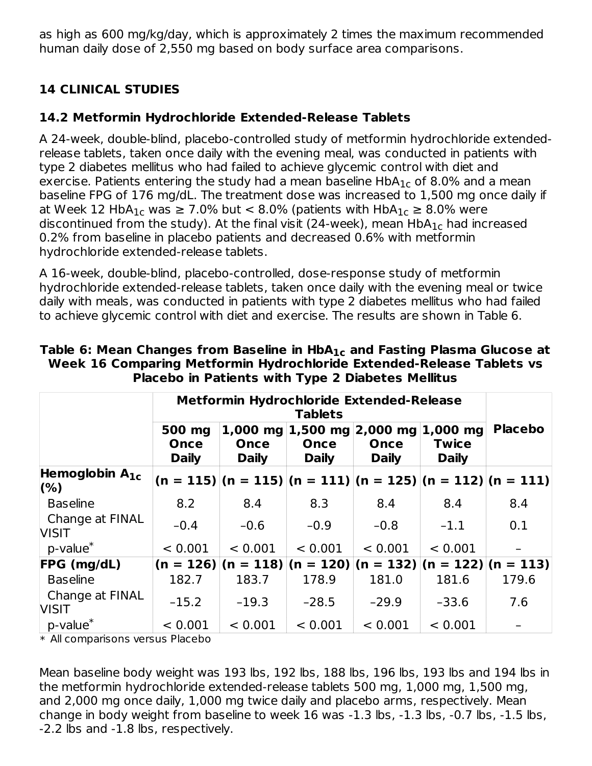as high as 600 mg/kg/day, which is approximately 2 times the maximum recommended human daily dose of 2,550 mg based on body surface area comparisons.

## 14 CLINICAL STUDIES

### 14.2 Metformin Hydrochloride Extended-Release Tablets

A 24-week, double-blind, placebo-controlled study of metformin hydrochloride extended-release tablets, taken once daily with the evening meal, was conducted in patients with type 2 diabetes mellitus who had failed to achieve glycemic control with diet and exercise. Patients entering the study had a mean baseline $HbA_{1c}$ of 8.0% and a mean baseline FPG of 176 mg/dL. The treatment dose was increased to 1,500 mg once daily if at Week 12 $HbA_{1c}$ was ≥ 7.0% but < 8.0% (patients with $HbA_{1c}$ ≥ 8.0% were discontinued from the study). At the final visit (24-week), mean $HbA_{1c}$ had increased 0.2% from baseline in placebo patients and decreased 0.6% with metformin hydrochloride extended-release tablets.

A 16-week, double-blind, placebo-controlled, dose-response study of metformin hydrochloride extended-release tablets, taken once daily with the evening meal or twice daily with meals, was conducted in patients with type 2 diabetes mellitus who had failed to achieve glycemic control with diet and exercise. The results are shown in Table 6.

**Table 6: Mean Changes from Baseline in $HbA_{1c}$ and Fasting Plasma Glucose at Week 16 Comparing Metformin Hydrochloride Extended-Release Tablets vs Placebo in Patients with Type 2 Diabetes Mellitus**

| | Metformin Hydrochloride Extended-Release Tablets | | | | | Placebo |
|---|---|---|---|---|---|---|
| | 500 mg Once Daily | 1,000 mg Once Daily | 1,500 mg Once Daily | 2,000 mg Once Daily | 1,000 mg Twice Daily | |
| **Hemoglobin $A_{1c}$ (%)** | **(n = 115)** | **(n = 115)** | **(n = 111)** | **(n = 125)** | **(n = 112)** | **(n = 111)** |
| Baseline | 8.2 | 8.4 | 8.3 | 8.4 | 8.4 | 8.4 |
| Change at FINAL VISIT | –0.4 | –0.6 | –0.9 | –0.8 | –1.1 | 0.1 |
| p-value* | < 0.001 | < 0.001 | < 0.001 | < 0.001 | < 0.001 | – |
| **FPG (mg/dL)** | **(n = 126)** | **(n = 118)** | **(n = 120)** | **(n = 132)** | **(n = 122)** | **(n = 113)** |
| Baseline | 182.7 | 183.7 | 178.9 | 181.0 | 181.6 | 179.6 |
| Change at FINAL VISIT | –15.2 | –19.3 | –28.5 | –29.9 | –33.6 | 7.6 |
| p-value* | < 0.001 | < 0.001 | < 0.001 | < 0.001 | < 0.001 | – |

* All comparisons versus Placebo

Mean baseline body weight was 193 lbs, 192 lbs, 188 lbs, 196 lbs, 193 lbs and 194 lbs in the metformin hydrochloride extended-release tablets 500 mg, 1,000 mg, 1,500 mg, and 2,000 mg once daily, 1,000 mg twice daily and placebo arms, respectively. Mean change in body weight from baseline to week 16 was -1.3 lbs, -1.3 lbs, -0.7 lbs, -1.5 lbs, -2.2 lbs and -1.8 lbs, respectively.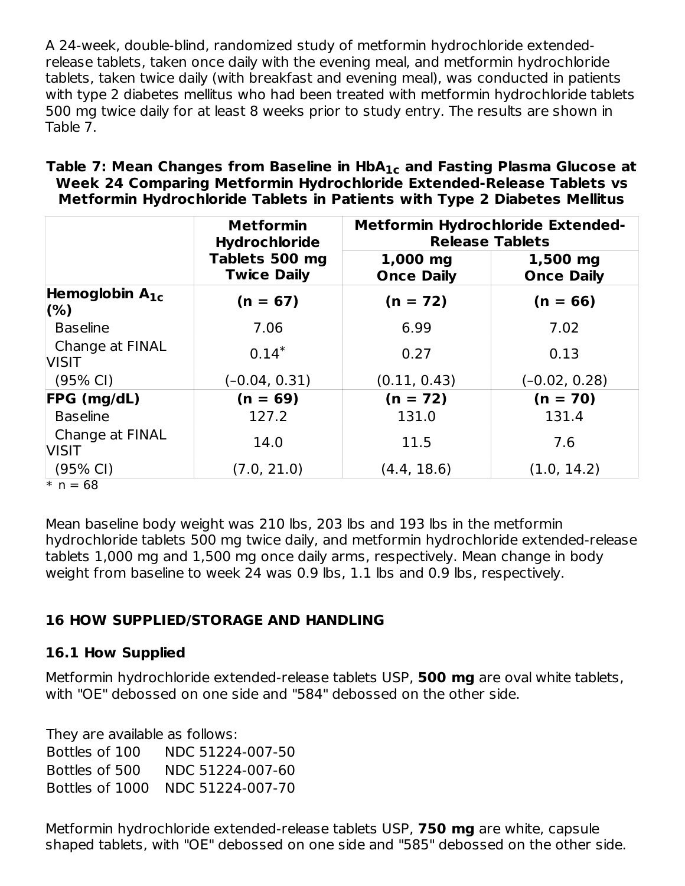A 24-week, double-blind, randomized study of metformin hydrochloride extended-release tablets, taken once daily with the evening meal, and metformin hydrochloride tablets, taken twice daily (with breakfast and evening meal), was conducted in patients with type 2 diabetes mellitus who had been treated with metformin hydrochloride tablets 500 mg twice daily for at least 8 weeks prior to study entry. The results are shown in Table 7.

**Table 7: Mean Changes from Baseline in $HbA_{1c}$ and Fasting Plasma Glucose at Week 24 Comparing Metformin Hydrochloride Extended-Release Tablets vs Metformin Hydrochloride Tablets in Patients with Type 2 Diabetes Mellitus**

| | **Metformin Hydrochloride Tablets 500 mg Twice Daily** | **Metformin Hydrochloride Extended-Release Tablets** | |
|---|---|---|---|
| | | **1,000 mg Once Daily** | **1,500 mg Once Daily** |
| **Hemoglobin $A_{1c}$ (%)** | **(n = 67)** | **(n = 72)** | **(n = 66)** |
| Baseline | 7.06 | 6.99 | 7.02 |
| Change at FINAL VISIT | 0.14* | 0.27 | 0.13 |
| (95% CI) | (–0.04, 0.31) | (0.11, 0.43) | (–0.02, 0.28) |
| **FPG (mg/dL)** | **(n = 69)** | **(n = 72)** | **(n = 70)** |
| Baseline | 127.2 | 131.0 | 131.4 |
| Change at FINAL VISIT | 14.0 | 11.5 | 7.6 |
| (95% CI) | (7.0, 21.0) | (4.4, 18.6) | (1.0, 14.2) |

\* n = 68

Mean baseline body weight was 210 lbs, 203 lbs and 193 lbs in the metformin hydrochloride tablets 500 mg twice daily, and metformin hydrochloride extended-release tablets 1,000 mg and 1,500 mg once daily arms, respectively. Mean change in body weight from baseline to week 24 was 0.9 lbs, 1.1 lbs and 0.9 lbs, respectively.

## 16 HOW SUPPLIED/STORAGE AND HANDLING

### 16.1 How Supplied

Metformin hydrochloride extended-release tablets USP, **500 mg** are oval white tablets, with "OE" debossed on one side and "584" debossed on the other side.

They are available as follows:

Bottles of 100 NDC 51224-007-50
Bottles of 500 NDC 51224-007-60
Bottles of 1000 NDC 51224-007-70

Metformin hydrochloride extended-release tablets USP, **750 mg** are white, capsule shaped tablets, with "OE" debossed on one side and "585" debossed on the other side.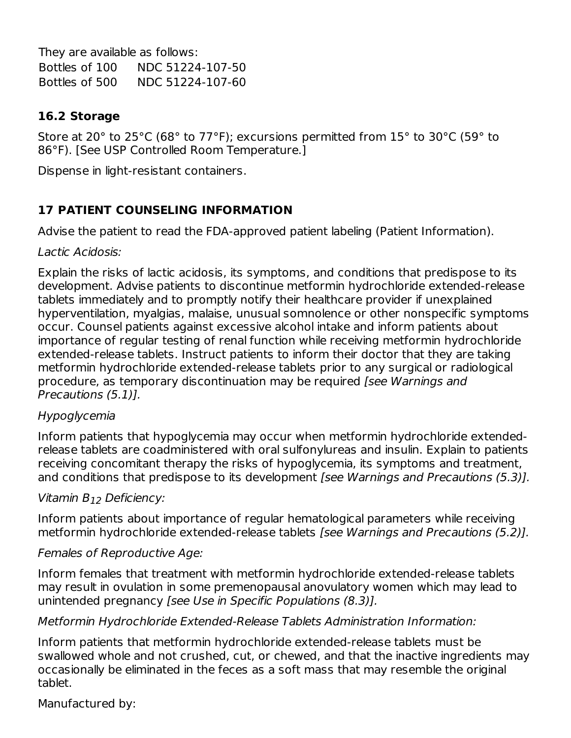They are available as follows:

| | |
|---|---|
| Bottles of 100 | NDC 51224-107-50 |
| Bottles of 500 | NDC 51224-107-60 |

## 16.2 Storage

Store at 20° to 25°C (68° to 77°F); excursions permitted from 15° to 30°C (59° to 86°F). [See USP Controlled Room Temperature.]

Dispense in light-resistant containers.

## 17 PATIENT COUNSELING INFORMATION

Advise the patient to read the FDA-approved patient labeling (Patient Information).

*Lactic Acidosis:*

Explain the risks of lactic acidosis, its symptoms, and conditions that predispose to its development. Advise patients to discontinue metformin hydrochloride extended-release tablets immediately and to promptly notify their healthcare provider if unexplained hyperventilation, myalgias, malaise, unusual somnolence or other nonspecific symptoms occur. Counsel patients against excessive alcohol intake and inform patients about importance of regular testing of renal function while receiving metformin hydrochloride extended-release tablets. Instruct patients to inform their doctor that they are taking metformin hydrochloride extended-release tablets prior to any surgical or radiological procedure, as temporary discontinuation may be required *[see Warnings and Precautions (5.1)].*

*Hypoglycemia*

Inform patients that hypoglycemia may occur when metformin hydrochloride extended-release tablets are coadministered with oral sulfonylureas and insulin. Explain to patients receiving concomitant therapy the risks of hypoglycemia, its symptoms and treatment, and conditions that predispose to its development *[see Warnings and Precautions (5.3)].*

*Vitamin $B_{12}$ Deficiency:*

Inform patients about importance of regular hematological parameters while receiving metformin hydrochloride extended-release tablets *[see Warnings and Precautions (5.2)].*

*Females of Reproductive Age:*

Inform females that treatment with metformin hydrochloride extended-release tablets may result in ovulation in some premenopausal anovulatory women which may lead to unintended pregnancy *[see Use in Specific Populations (8.3)].*

*Metformin Hydrochloride Extended-Release Tablets Administration Information:*

Inform patients that metformin hydrochloride extended-release tablets must be swallowed whole and not crushed, cut, or chewed, and that the inactive ingredients may occasionally be eliminated in the feces as a soft mass that may resemble the original tablet.

Manufactured by: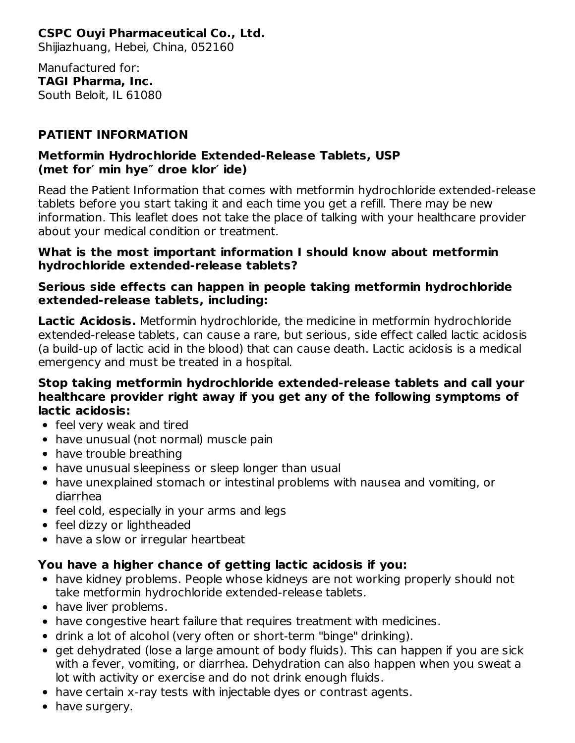**CSPC Ouyi Pharmaceutical Co., Ltd.**
Shijiazhuang, Hebei, China, 052160

Manufactured for:
**TAGI Pharma, Inc.**
South Beloit, IL 61080

## PATIENT INFORMATION

### Metformin Hydrochloride Extended-Release Tablets, USP (met for′ min hye″ droe klor′ ide)

Read the Patient Information that comes with metformin hydrochloride extended-release tablets before you start taking it and each time you get a refill. There may be new information. This leaflet does not take the place of talking with your healthcare provider about your medical condition or treatment.

### What is the most important information I should know about metformin hydrochloride extended-release tablets?

**Serious side effects can happen in people taking metformin hydrochloride extended-release tablets, including:**

**Lactic Acidosis.** Metformin hydrochloride, the medicine in metformin hydrochloride extended-release tablets, can cause a rare, but serious, side effect called lactic acidosis (a build-up of lactic acid in the blood) that can cause death. Lactic acidosis is a medical emergency and must be treated in a hospital.

**Stop taking metformin hydrochloride extended-release tablets and call your healthcare provider right away if you get any of the following symptoms of lactic acidosis:**

- feel very weak and tired
- have unusual (not normal) muscle pain
- have trouble breathing
- have unusual sleepiness or sleep longer than usual
- have unexplained stomach or intestinal problems with nausea and vomiting, or diarrhea
- feel cold, especially in your arms and legs
- feel dizzy or lightheaded
- have a slow or irregular heartbeat

**You have a higher chance of getting lactic acidosis if you:**

- have kidney problems. People whose kidneys are not working properly should not take metformin hydrochloride extended-release tablets.
- have liver problems.
- have congestive heart failure that requires treatment with medicines.
- drink a lot of alcohol (very often or short-term "binge" drinking).
- get dehydrated (lose a large amount of body fluids). This can happen if you are sick with a fever, vomiting, or diarrhea. Dehydration can also happen when you sweat a lot with activity or exercise and do not drink enough fluids.
- have certain x-ray tests with injectable dyes or contrast agents.
- have surgery.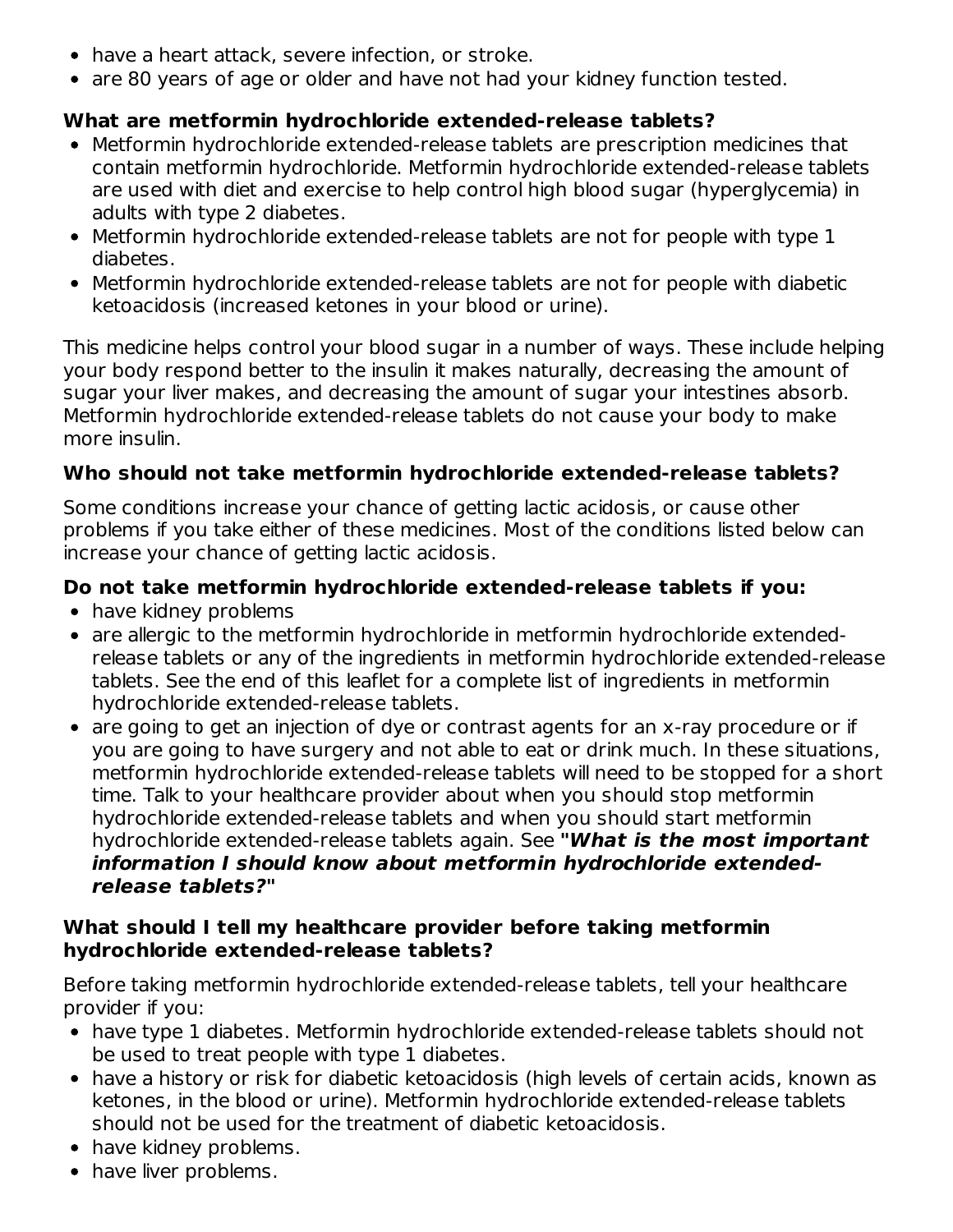- have a heart attack, severe infection, or stroke.
- are 80 years of age or older and have not had your kidney function tested.

**What are metformin hydrochloride extended-release tablets?**

- Metformin hydrochloride extended-release tablets are prescription medicines that contain metformin hydrochloride. Metformin hydrochloride extended-release tablets are used with diet and exercise to help control high blood sugar (hyperglycemia) in adults with type 2 diabetes.
- Metformin hydrochloride extended-release tablets are not for people with type 1 diabetes.
- Metformin hydrochloride extended-release tablets are not for people with diabetic ketoacidosis (increased ketones in your blood or urine).

This medicine helps control your blood sugar in a number of ways. These include helping your body respond better to the insulin it makes naturally, decreasing the amount of sugar your liver makes, and decreasing the amount of sugar your intestines absorb. Metformin hydrochloride extended-release tablets do not cause your body to make more insulin.

**Who should not take metformin hydrochloride extended-release tablets?**

Some conditions increase your chance of getting lactic acidosis, or cause other problems if you take either of these medicines. Most of the conditions listed below can increase your chance of getting lactic acidosis.

**Do not take metformin hydrochloride extended-release tablets if you:**

- have kidney problems
- are allergic to the metformin hydrochloride in metformin hydrochloride extended-release tablets or any of the ingredients in metformin hydrochloride extended-release tablets. See the end of this leaflet for a complete list of ingredients in metformin hydrochloride extended-release tablets.
- are going to get an injection of dye or contrast agents for an x-ray procedure or if you are going to have surgery and not able to eat or drink much. In these situations, metformin hydrochloride extended-release tablets will need to be stopped for a short time. Talk to your healthcare provider about when you should stop metformin hydrochloride extended-release tablets and when you should start metformin hydrochloride extended-release tablets again. See **"*What is the most important information I should know about metformin hydrochloride extended-release tablets?*"**

**What should I tell my healthcare provider before taking metformin hydrochloride extended-release tablets?**

Before taking metformin hydrochloride extended-release tablets, tell your healthcare provider if you:

- have type 1 diabetes. Metformin hydrochloride extended-release tablets should not be used to treat people with type 1 diabetes.
- have a history or risk for diabetic ketoacidosis (high levels of certain acids, known as ketones, in the blood or urine). Metformin hydrochloride extended-release tablets should not be used for the treatment of diabetic ketoacidosis.
- have kidney problems.
- have liver problems.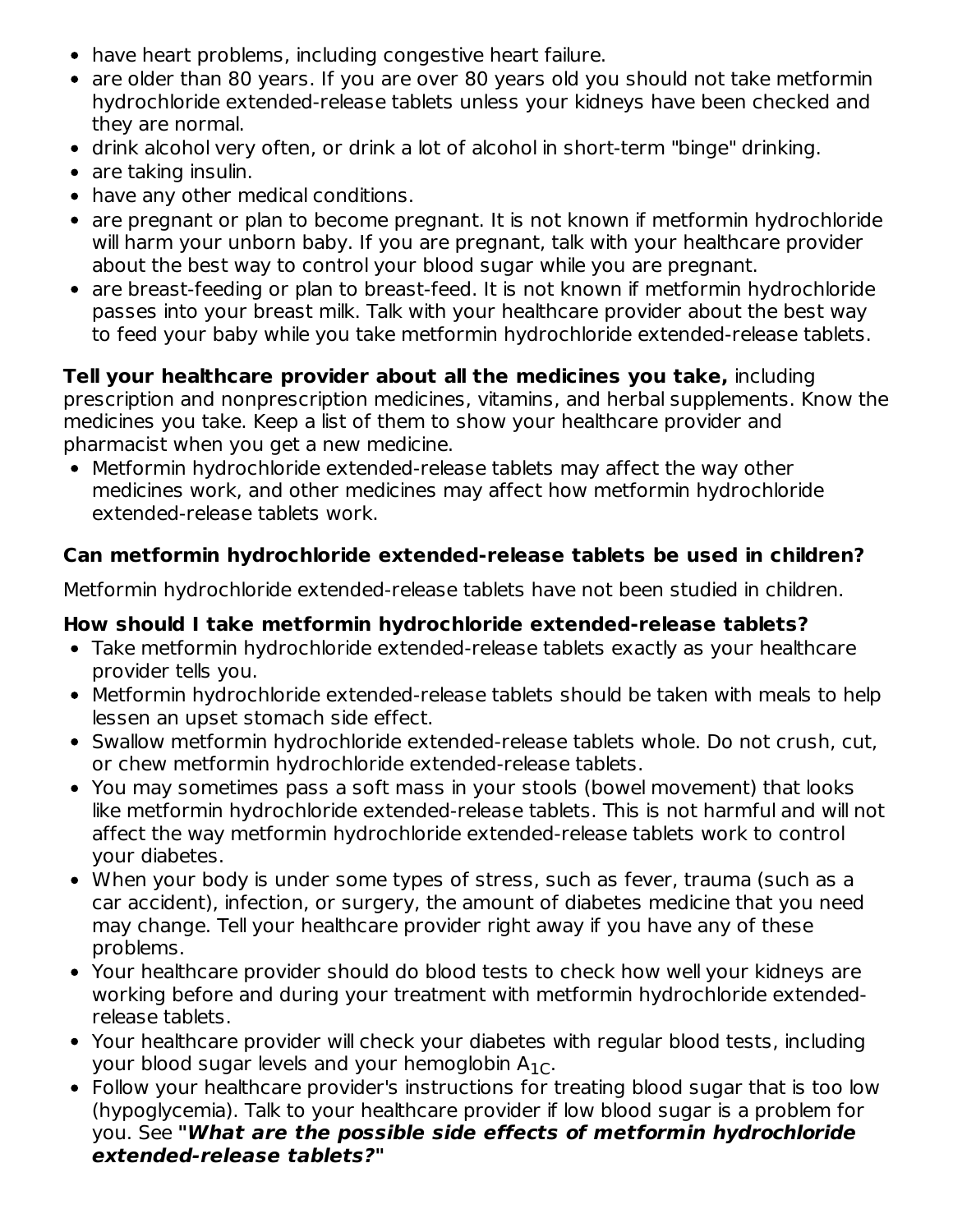- have heart problems, including congestive heart failure.
- are older than 80 years. If you are over 80 years old you should not take metformin hydrochloride extended-release tablets unless your kidneys have been checked and they are normal.
- drink alcohol very often, or drink a lot of alcohol in short-term "binge" drinking.
- are taking insulin.
- have any other medical conditions.
- are pregnant or plan to become pregnant. It is not known if metformin hydrochloride will harm your unborn baby. If you are pregnant, talk with your healthcare provider about the best way to control your blood sugar while you are pregnant.
- are breast-feeding or plan to breast-feed. It is not known if metformin hydrochloride passes into your breast milk. Talk with your healthcare provider about the best way to feed your baby while you take metformin hydrochloride extended-release tablets.

**Tell your healthcare provider about all the medicines you take,** including prescription and nonprescription medicines, vitamins, and herbal supplements. Know the medicines you take. Keep a list of them to show your healthcare provider and pharmacist when you get a new medicine.

- Metformin hydrochloride extended-release tablets may affect the way other medicines work, and other medicines may affect how metformin hydrochloride extended-release tablets work.

**Can metformin hydrochloride extended-release tablets be used in children?**

Metformin hydrochloride extended-release tablets have not been studied in children.

**How should I take metformin hydrochloride extended-release tablets?**

- Take metformin hydrochloride extended-release tablets exactly as your healthcare provider tells you.
- Metformin hydrochloride extended-release tablets should be taken with meals to help lessen an upset stomach side effect.
- Swallow metformin hydrochloride extended-release tablets whole. Do not crush, cut, or chew metformin hydrochloride extended-release tablets.
- You may sometimes pass a soft mass in your stools (bowel movement) that looks like metformin hydrochloride extended-release tablets. This is not harmful and will not affect the way metformin hydrochloride extended-release tablets work to control your diabetes.
- When your body is under some types of stress, such as fever, trauma (such as a car accident), infection, or surgery, the amount of diabetes medicine that you need may change. Tell your healthcare provider right away if you have any of these problems.
- Your healthcare provider should do blood tests to check how well your kidneys are working before and during your treatment with metformin hydrochloride extended-release tablets.
- Your healthcare provider will check your diabetes with regular blood tests, including your blood sugar levels and your hemoglobin $A_{1C}$.
- Follow your healthcare provider's instructions for treating blood sugar that is too low (hypoglycemia). Talk to your healthcare provider if low blood sugar is a problem for you. See **"*What are the possible side effects of metformin hydrochloride extended-release tablets?*"**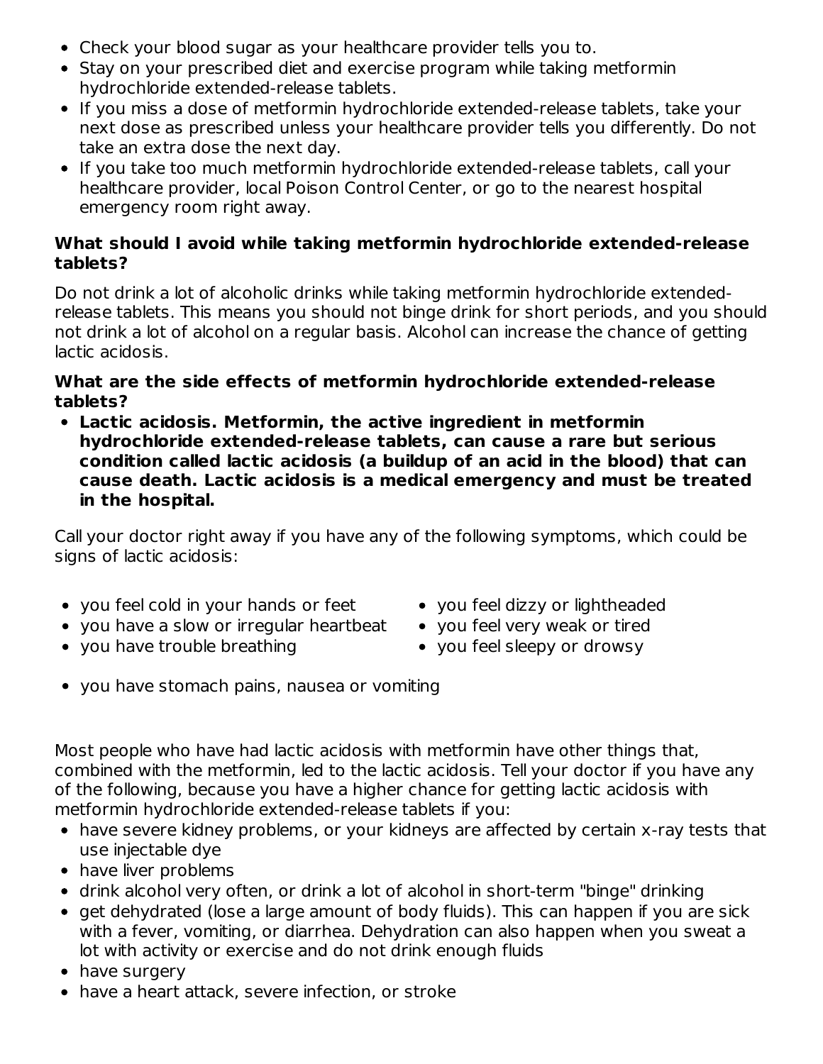- Check your blood sugar as your healthcare provider tells you to.
- Stay on your prescribed diet and exercise program while taking metformin hydrochloride extended-release tablets.
- If you miss a dose of metformin hydrochloride extended-release tablets, take your next dose as prescribed unless your healthcare provider tells you differently. Do not take an extra dose the next day.
- If you take too much metformin hydrochloride extended-release tablets, call your healthcare provider, local Poison Control Center, or go to the nearest hospital emergency room right away.

**What should I avoid while taking metformin hydrochloride extended-release tablets?**

Do not drink a lot of alcoholic drinks while taking metformin hydrochloride extended-release tablets. This means you should not binge drink for short periods, and you should not drink a lot of alcohol on a regular basis. Alcohol can increase the chance of getting lactic acidosis.

**What are the side effects of metformin hydrochloride extended-release tablets?**

- **Lactic acidosis. Metformin, the active ingredient in metformin hydrochloride extended-release tablets, can cause a rare but serious condition called lactic acidosis (a buildup of an acid in the blood) that can cause death. Lactic acidosis is a medical emergency and must be treated in the hospital.**

Call your doctor right away if you have any of the following symptoms, which could be signs of lactic acidosis:

- you feel cold in your hands or feet
- you have a slow or irregular heartbeat
- you have trouble breathing
- you feel dizzy or lightheaded
- you feel very weak or tired
- you feel sleepy or drowsy
- you have stomach pains, nausea or vomiting

Most people who have had lactic acidosis with metformin have other things that, combined with the metformin, led to the lactic acidosis. Tell your doctor if you have any of the following, because you have a higher chance for getting lactic acidosis with metformin hydrochloride extended-release tablets if you:

- have severe kidney problems, or your kidneys are affected by certain x-ray tests that use injectable dye
- have liver problems
- drink alcohol very often, or drink a lot of alcohol in short-term "binge" drinking
- get dehydrated (lose a large amount of body fluids). This can happen if you are sick with a fever, vomiting, or diarrhea. Dehydration can also happen when you sweat a lot with activity or exercise and do not drink enough fluids
- have surgery
- have a heart attack, severe infection, or stroke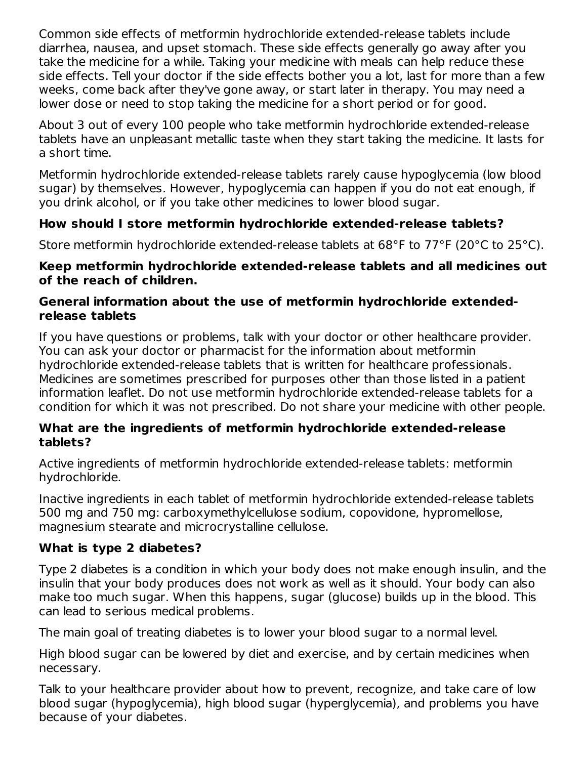Common side effects of metformin hydrochloride extended-release tablets include diarrhea, nausea, and upset stomach. These side effects generally go away after you take the medicine for a while. Taking your medicine with meals can help reduce these side effects. Tell your doctor if the side effects bother you a lot, last for more than a few weeks, come back after they've gone away, or start later in therapy. You may need a lower dose or need to stop taking the medicine for a short period or for good.

About 3 out of every 100 people who take metformin hydrochloride extended-release tablets have an unpleasant metallic taste when they start taking the medicine. It lasts for a short time.

Metformin hydrochloride extended-release tablets rarely cause hypoglycemia (low blood sugar) by themselves. However, hypoglycemia can happen if you do not eat enough, if you drink alcohol, or if you take other medicines to lower blood sugar.

**How should I store metformin hydrochloride extended-release tablets?**

Store metformin hydrochloride extended-release tablets at 68°F to 77°F (20°C to 25°C).

**Keep metformin hydrochloride extended-release tablets and all medicines out of the reach of children.**

**General information about the use of metformin hydrochloride extended-release tablets**

If you have questions or problems, talk with your doctor or other healthcare provider. You can ask your doctor or pharmacist for the information about metformin hydrochloride extended-release tablets that is written for healthcare professionals. Medicines are sometimes prescribed for purposes other than those listed in a patient information leaflet. Do not use metformin hydrochloride extended-release tablets for a condition for which it was not prescribed. Do not share your medicine with other people.

**What are the ingredients of metformin hydrochloride extended-release tablets?**

Active ingredients of metformin hydrochloride extended-release tablets: metformin hydrochloride.

Inactive ingredients in each tablet of metformin hydrochloride extended-release tablets 500 mg and 750 mg: carboxymethylcellulose sodium, copovidone, hypromellose, magnesium stearate and microcrystalline cellulose.

**What is type 2 diabetes?**

Type 2 diabetes is a condition in which your body does not make enough insulin, and the insulin that your body produces does not work as well as it should. Your body can also make too much sugar. When this happens, sugar (glucose) builds up in the blood. This can lead to serious medical problems.

The main goal of treating diabetes is to lower your blood sugar to a normal level.

High blood sugar can be lowered by diet and exercise, and by certain medicines when necessary.

Talk to your healthcare provider about how to prevent, recognize, and take care of low blood sugar (hypoglycemia), high blood sugar (hyperglycemia), and problems you have because of your diabetes.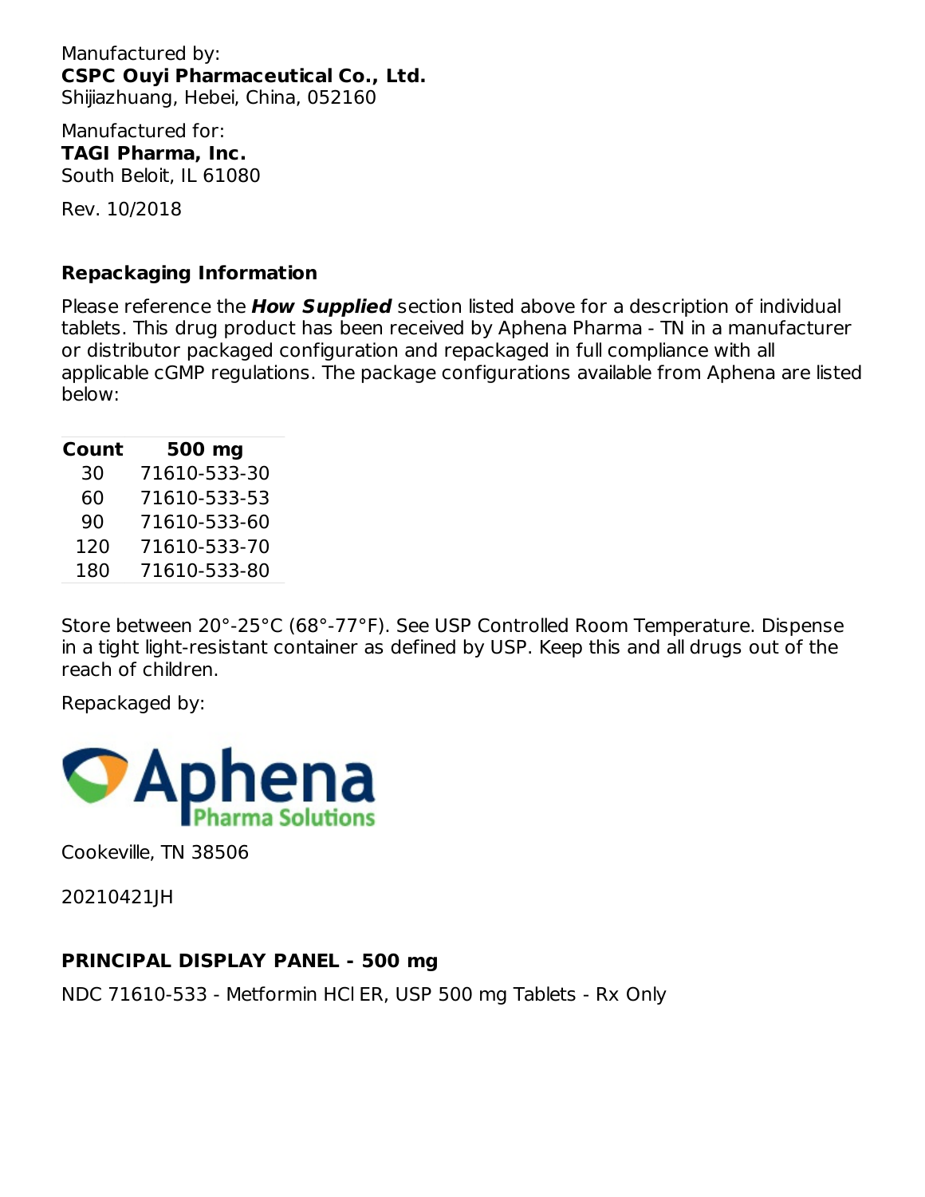Manufactured by:
**CSPC Ouyi Pharmaceutical Co., Ltd.**
Shijiazhuang, Hebei, China, 052160

Manufactured for:
**TAGI Pharma, Inc.**
South Beloit, IL 61080

Rev. 10/2018

## Repackaging Information

Please reference the ***How Supplied*** section listed above for a description of individual tablets. This drug product has been received by Aphena Pharma - TN in a manufacturer or distributor packaged configuration and repackaged in full compliance with all applicable cGMP regulations. The package configurations available from Aphena are listed below:

| Count | 500 mg |
|---|---|
| 30 | 71610-533-30 |
| 60 | 71610-533-53 |
| 90 | 71610-533-60 |
| 120 | 71610-533-70 |
| 180 | 71610-533-80 |

Store between 20°-25°C (68°-77°F). See USP Controlled Room Temperature. Dispense in a tight light-resistant container as defined by USP. Keep this and all drugs out of the reach of children.

Repackaged by:

Aphena Pharma Solutions

Cookeville, TN 38506

20210421JH

## PRINCIPAL DISPLAY PANEL - 500 mg

NDC 71610-533 - Metformin HCl ER, USP 500 mg Tablets - Rx Only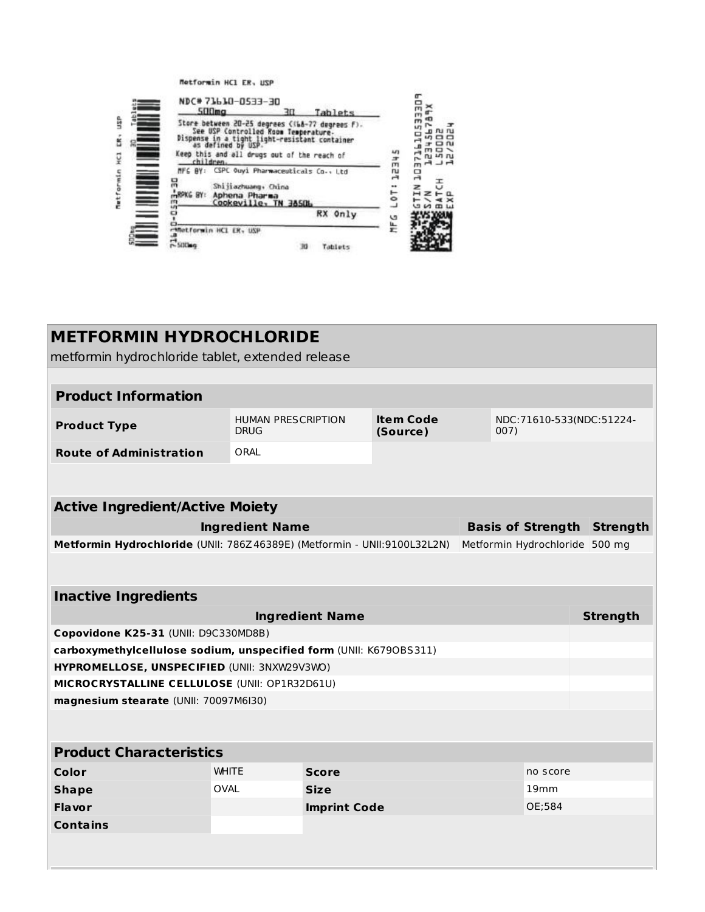Metformin HCl ER, USP

NDC# 71610-0533-30

500mg 30 Tablets

Store between 20-25 degrees C(68-77 degrees F). See USP Controlled Room Temperature. Dispense in a tight light-resistant container as defined by USP.

Keep this and all drugs out of the reach of children.

MFG BY: CSPC Ouyi Pharmaceuticals Co., Ltd Shijiazhuang, China

RPKG BY: Aphena Pharma Cookeville, TN 38506

RX Only

Metformin HCl ER, USP

500mg 30 Tablets

71610-0533-30

Metformin HCl ER, USP 30 Tablets 500mg

MFG LOT: 12345

GTIN 10371610533309
S/N 123456789X
BATCH L50002
EXP 12/2024

# METFORMIN HYDROCHLORIDE

metformin hydrochloride tablet, extended release

| Product Information | | | |
|---|---|---|---|
| **Product Type** | HUMAN PRESCRIPTION DRUG | **Item Code (Source)** | NDC:71610-533(NDC:51224-007) |
| **Route of Administration** | ORAL | | |

| Active Ingredient/Active Moiety | | |
|---|---|---|
| **Ingredient Name** | **Basis of Strength** | **Strength** |
| **Metformin Hydrochloride** (UNII: 786Z46389E) (Metformin - UNII:9100L32L2N) | Metformin Hydrochloride | 500 mg |

| Inactive Ingredients | |
|---|---|
| **Ingredient Name** | **Strength** |
| **Copovidone K25-31** (UNII: D9C330MD8B) | |
| **carboxymethylcellulose sodium, unspecified form** (UNII: K679OBS311) | |
| **HYPROMELLOSE, UNSPECIFIED** (UNII: 3NXW29V3WO) | |
| **MICROCRYSTALLINE CELLULOSE** (UNII: OP1R32D61U) | |
| **magnesium stearate** (UNII: 70097M6I30) | |

| Product Characteristics | | | |
|---|---|---|---|
| **Color** | WHITE | **Score** | no score |
| **Shape** | OVAL | **Size** | 19mm |
| **Flavor** | | **Imprint Code** | OE;584 |
| **Contains** | | | |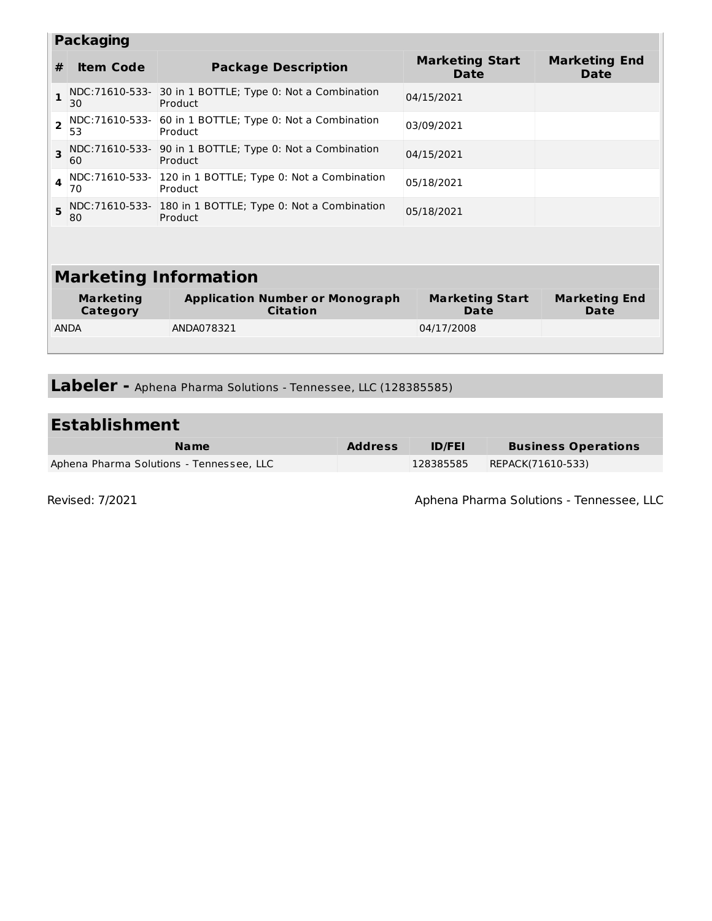## Packaging

| # | Item Code | Package Description | Marketing Start Date | Marketing End Date |
|---|---|---|---|---|
| 1 | NDC:71610-533-30 | 30 in 1 BOTTLE; Type 0: Not a Combination Product | 04/15/2021 | |
| 2 | NDC:71610-533-53 | 60 in 1 BOTTLE; Type 0: Not a Combination Product | 03/09/2021 | |
| 3 | NDC:71610-533-60 | 90 in 1 BOTTLE; Type 0: Not a Combination Product | 04/15/2021 | |
| 4 | NDC:71610-533-70 | 120 in 1 BOTTLE; Type 0: Not a Combination Product | 05/18/2021 | |
| 5 | NDC:71610-533-80 | 180 in 1 BOTTLE; Type 0: Not a Combination Product | 05/18/2021 | |

## Marketing Information

| Marketing Category | Application Number or Monograph Citation | Marketing Start Date | Marketing End Date |
|---|---|---|---|
| ANDA | ANDA078321 | 04/17/2008 | |

## Labeler - Aphena Pharma Solutions - Tennessee, LLC (128385585)

## Establishment

| Name | Address | ID/FEI | Business Operations |
|---|---|---|---|
| Aphena Pharma Solutions - Tennessee, LLC | | 128385585 | REPACK(71610-533) |

Revised: 7/2021

Aphena Pharma Solutions - Tennessee, LLC